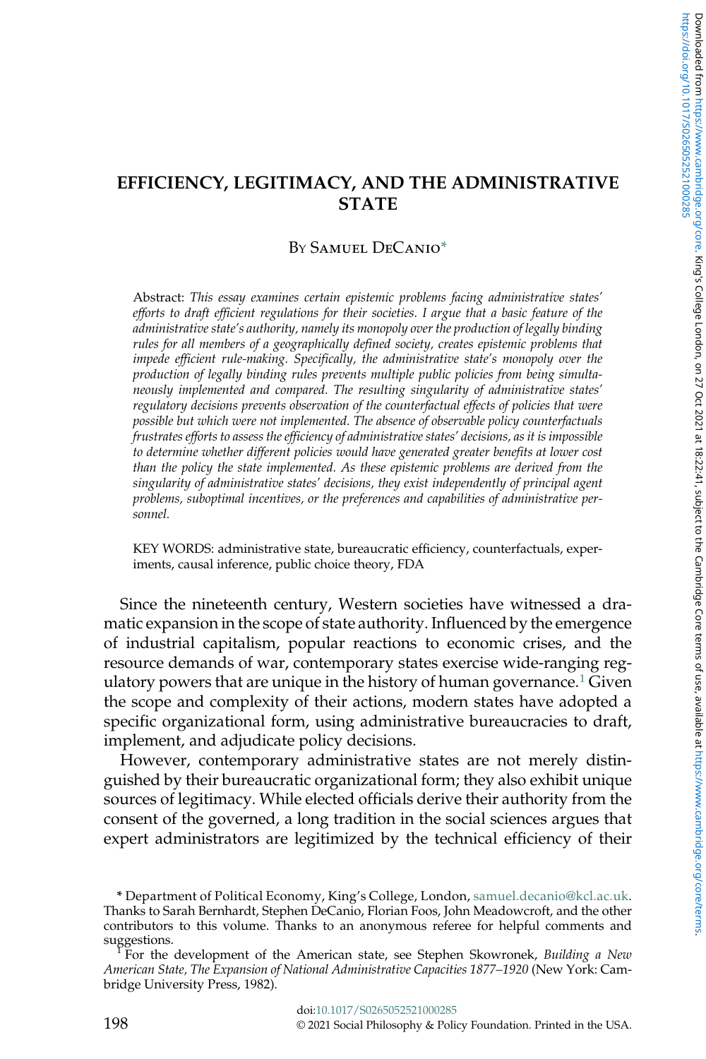# EFFICIENCY, LEGITIMACY, AND THE ADMINISTRATIVE STATE

By Samuel DeCanio*

Abstract: *This essay examines certain epistemic problems facing administrative states' efforts to draft efficient regulations for their societies. I argue that a basic feature of the administrative state's authority, namely its monopoly over the production of legally binding rules for all members of a geographically defined society, creates epistemic problems that impede efficient rule-making. Specifically, the administrative state's monopoly over the production of legally binding rules prevents multiple public policies from being simultaneously implemented and compared. The resulting singularity of administrative states' regulatory decisions prevents observation of the counterfactual effects of policies that were possible but which were not implemented. The absence of observable policy counterfactuals frustrates efforts to assess the efficiency of administrative states' decisions, as it is impossible to determine whether different policies would have generated greater benefits at lower cost than the policy the state implemented. As these epistemic problems are derived from the singularity of administrative states' decisions, they exist independently of principal agent problems, suboptimal incentives, or the preferences and capabilities of administrative personnel.*

KEY WORDS: administrative state, bureaucratic efficiency, counterfactuals, experiments, causal inference, public choice theory, FDA

Since the nineteenth century, Western societies have witnessed a dramatic expansion in the scope of state authority. Influenced by the emergence of industrial capitalism, popular reactions to economic crises, and the resource demands of war, contemporary states exercise wide-ranging regulatory powers that are unique in the history of human governance.[1] Given the scope and complexity of their actions, modern states have adopted a specific organizational form, using administrative bureaucracies to draft, implement, and adjudicate policy decisions.

However, contemporary administrative states are not merely distinguished by their bureaucratic organizational form; they also exhibit unique sources of legitimacy. While elected officials derive their authority from the consent of the governed, a long tradition in the social sciences argues that expert administrators are legitimized by the technical efficiency of their

---

\* Department of Political Economy, King's College, London, samuel.decanio@kcl.ac.uk. Thanks to Sarah Bernhardt, Stephen DeCanio, Florian Foos, John Meadowcroft, and the other contributors to this volume. Thanks to an anonymous referee for helpful comments and suggestions.

[1] For the development of the American state, see Stephen Skowronek, *Building a New American State, The Expansion of National Administrative Capacities 1877–1920* (New York: Cambridge University Press, 1982).

doi:10.1017/S0265052521000285

© 2021 Social Philosophy & Policy Foundation. Printed in the USA.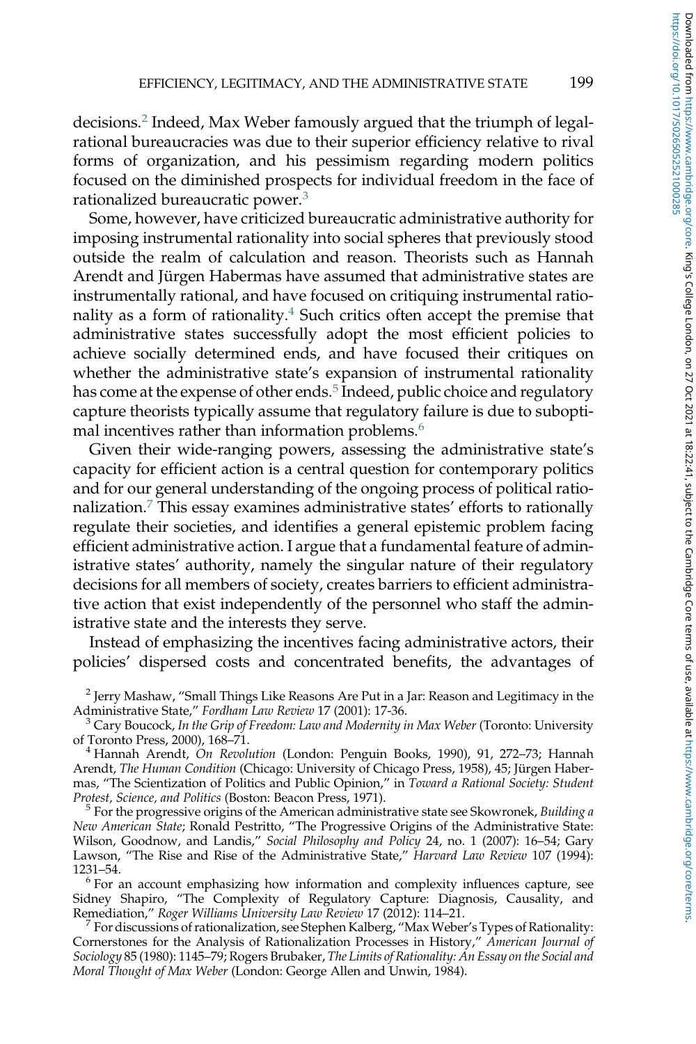decisions.[2] Indeed, Max Weber famously argued that the triumph of legal-rational bureaucracies was due to their superior efficiency relative to rival forms of organization, and his pessimism regarding modern politics focused on the diminished prospects for individual freedom in the face of rationalized bureaucratic power.[3]

Some, however, have criticized bureaucratic administrative authority for imposing instrumental rationality into social spheres that previously stood outside the realm of calculation and reason. Theorists such as Hannah Arendt and Jürgen Habermas have assumed that administrative states are instrumentally rational, and have focused on critiquing instrumental rationality as a form of rationality.[4] Such critics often accept the premise that administrative states successfully adopt the most efficient policies to achieve socially determined ends, and have focused their critiques on whether the administrative state's expansion of instrumental rationality has come at the expense of other ends.[5] Indeed, public choice and regulatory capture theorists typically assume that regulatory failure is due to suboptimal incentives rather than information problems.[6]

Given their wide-ranging powers, assessing the administrative state's capacity for efficient action is a central question for contemporary politics and for our general understanding of the ongoing process of political rationalization.[7] This essay examines administrative states' efforts to rationally regulate their societies, and identifies a general epistemic problem facing efficient administrative action. I argue that a fundamental feature of administrative states' authority, namely the singular nature of their regulatory decisions for all members of society, creates barriers to efficient administrative action that exist independently of the personnel who staff the administrative state and the interests they serve.

Instead of emphasizing the incentives facing administrative actors, their policies' dispersed costs and concentrated benefits, the advantages of

[2] Jerry Mashaw, "Small Things Like Reasons Are Put in a Jar: Reason and Legitimacy in the Administrative State," *Fordham Law Review* 17 (2001): 17-36.

[3] Cary Boucock, *In the Grip of Freedom: Law and Modernity in Max Weber* (Toronto: University of Toronto Press, 2000), 168–71.

[4] Hannah Arendt, *On Revolution* (London: Penguin Books, 1990), 91, 272–73; Hannah Arendt, *The Human Condition* (Chicago: University of Chicago Press, 1958), 45; Jürgen Habermas, "The Scientization of Politics and Public Opinion," in *Toward a Rational Society: Student Protest, Science, and Politics* (Boston: Beacon Press, 1971).

[5] For the progressive origins of the American administrative state see Skowronek, *Building a New American State*; Ronald Pestritto, "The Progressive Origins of the Administrative State: Wilson, Goodnow, and Landis," *Social Philosophy and Policy* 24, no. 1 (2007): 16–54; Gary Lawson, "The Rise and Rise of the Administrative State," *Harvard Law Review* 107 (1994): 1231–54.

[6] For an account emphasizing how information and complexity influences capture, see Sidney Shapiro, "The Complexity of Regulatory Capture: Diagnosis, Causality, and Remediation," *Roger Williams University Law Review* 17 (2012): 114–21.

[7] For discussions of rationalization, see Stephen Kalberg, "Max Weber's Types of Rationality: Cornerstones for the Analysis of Rationalization Processes in History," *American Journal of Sociology* 85 (1980): 1145–79; Rogers Brubaker, *The Limits of Rationality: An Essay on the Social and Moral Thought of Max Weber* (London: George Allen and Unwin, 1984).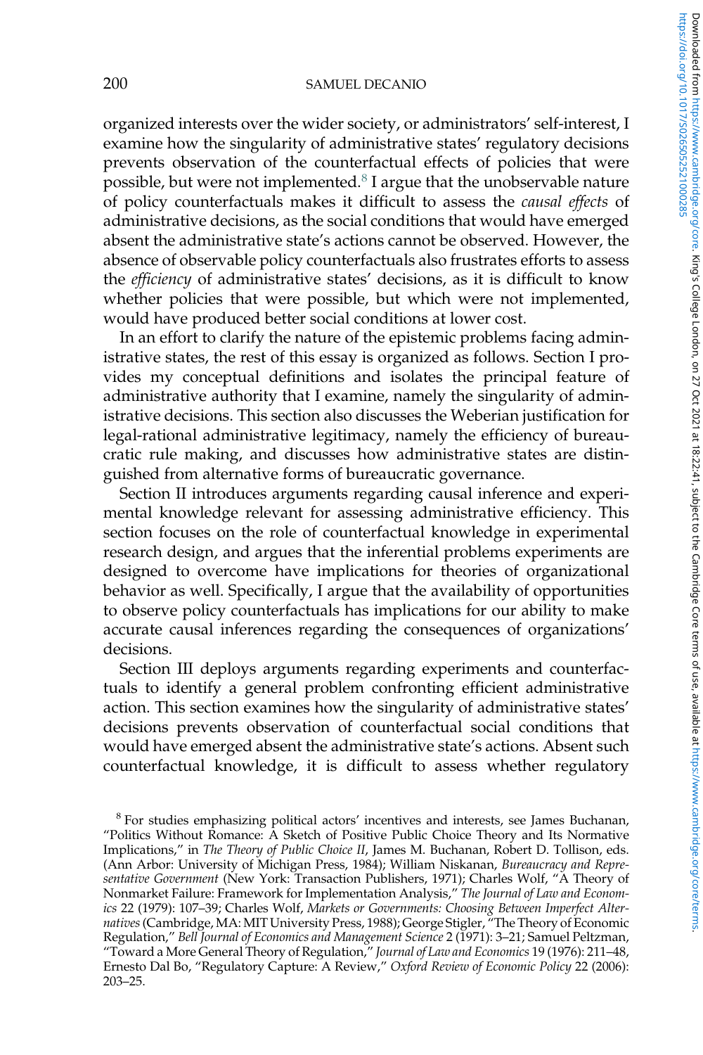organized interests over the wider society, or administrators' self-interest, I examine how the singularity of administrative states' regulatory decisions prevents observation of the counterfactual effects of policies that were possible, but were not implemented.[8] I argue that the unobservable nature of policy counterfactuals makes it difficult to assess the *causal effects* of administrative decisions, as the social conditions that would have emerged absent the administrative state's actions cannot be observed. However, the absence of observable policy counterfactuals also frustrates efforts to assess the *efficiency* of administrative states' decisions, as it is difficult to know whether policies that were possible, but which were not implemented, would have produced better social conditions at lower cost.

In an effort to clarify the nature of the epistemic problems facing administrative states, the rest of this essay is organized as follows. Section I provides my conceptual definitions and isolates the principal feature of administrative authority that I examine, namely the singularity of administrative decisions. This section also discusses the Weberian justification for legal-rational administrative legitimacy, namely the efficiency of bureaucratic rule making, and discusses how administrative states are distinguished from alternative forms of bureaucratic governance.

Section II introduces arguments regarding causal inference and experimental knowledge relevant for assessing administrative efficiency. This section focuses on the role of counterfactual knowledge in experimental research design, and argues that the inferential problems experiments are designed to overcome have implications for theories of organizational behavior as well. Specifically, I argue that the availability of opportunities to observe policy counterfactuals has implications for our ability to make accurate causal inferences regarding the consequences of organizations' decisions.

Section III deploys arguments regarding experiments and counterfactuals to identify a general problem confronting efficient administrative action. This section examines how the singularity of administrative states' decisions prevents observation of counterfactual social conditions that would have emerged absent the administrative state's actions. Absent such counterfactual knowledge, it is difficult to assess whether regulatory

[8] For studies emphasizing political actors' incentives and interests, see James Buchanan, "Politics Without Romance: A Sketch of Positive Public Choice Theory and Its Normative Implications," in *The Theory of Public Choice II*, James M. Buchanan, Robert D. Tollison, eds. (Ann Arbor: University of Michigan Press, 1984); William Niskanan, *Bureaucracy and Representative Government* (New York: Transaction Publishers, 1971); Charles Wolf, "A Theory of Nonmarket Failure: Framework for Implementation Analysis," *The Journal of Law and Economics* 22 (1979): 107–39; Charles Wolf, *Markets or Governments: Choosing Between Imperfect Alternatives* (Cambridge, MA: MIT University Press, 1988); George Stigler, "The Theory of Economic Regulation," *Bell Journal of Economics and Management Science* 2 (1971): 3–21; Samuel Peltzman, "Toward a More General Theory of Regulation," *Journal of Law and Economics* 19 (1976): 211–48, Ernesto Dal Bo, "Regulatory Capture: A Review," *Oxford Review of Economic Policy* 22 (2006): 203–25.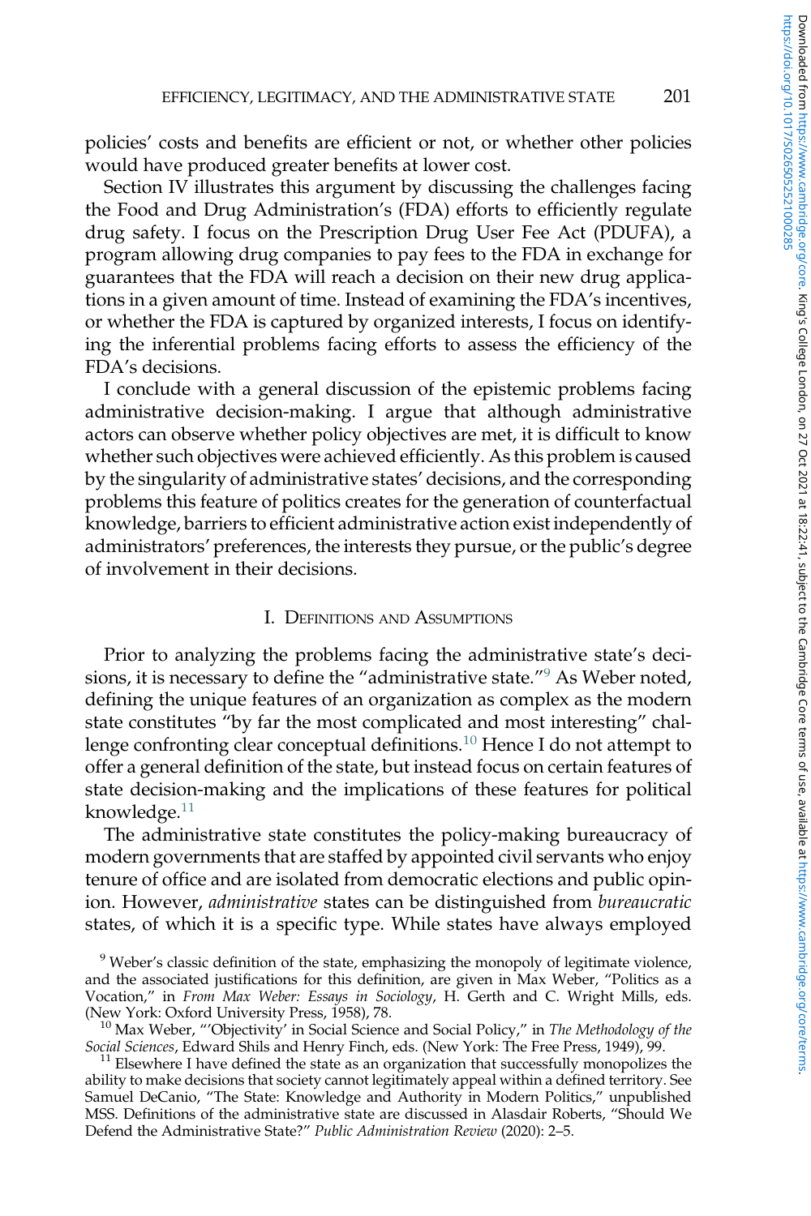policies' costs and benefits are efficient or not, or whether other policies would have produced greater benefits at lower cost.

Section IV illustrates this argument by discussing the challenges facing the Food and Drug Administration's (FDA) efforts to efficiently regulate drug safety. I focus on the Prescription Drug User Fee Act (PDUFA), a program allowing drug companies to pay fees to the FDA in exchange for guarantees that the FDA will reach a decision on their new drug applications in a given amount of time. Instead of examining the FDA's incentives, or whether the FDA is captured by organized interests, I focus on identifying the inferential problems facing efforts to assess the efficiency of the FDA's decisions.

I conclude with a general discussion of the epistemic problems facing administrative decision-making. I argue that although administrative actors can observe whether policy objectives are met, it is difficult to know whether such objectives were achieved efficiently. As this problem is caused by the singularity of administrative states' decisions, and the corresponding problems this feature of politics creates for the generation of counterfactual knowledge, barriers to efficient administrative action exist independently of administrators' preferences, the interests they pursue, or the public's degree of involvement in their decisions.

## I. Definitions and Assumptions

Prior to analyzing the problems facing the administrative state's decisions, it is necessary to define the "administrative state."[9] As Weber noted, defining the unique features of an organization as complex as the modern state constitutes "by far the most complicated and most interesting" challenge confronting clear conceptual definitions.[10] Hence I do not attempt to offer a general definition of the state, but instead focus on certain features of state decision-making and the implications of these features for political knowledge.[11]

The administrative state constitutes the policy-making bureaucracy of modern governments that are staffed by appointed civil servants who enjoy tenure of office and are isolated from democratic elections and public opinion. However, *administrative* states can be distinguished from *bureaucratic* states, of which it is a specific type. While states have always employed

[9] Weber's classic definition of the state, emphasizing the monopoly of legitimate violence, and the associated justifications for this definition, are given in Max Weber, "Politics as a Vocation," in *From Max Weber: Essays in Sociology*, H. Gerth and C. Wright Mills, eds. (New York: Oxford University Press, 1958), 78.

[10] Max Weber, "'Objectivity' in Social Science and Social Policy," in *The Methodology of the Social Sciences*, Edward Shils and Henry Finch, eds. (New York: The Free Press, 1949), 99.

[11] Elsewhere I have defined the state as an organization that successfully monopolizes the ability to make decisions that society cannot legitimately appeal within a defined territory. See Samuel DeCanio, "The State: Knowledge and Authority in Modern Politics," unpublished MSS. Definitions of the administrative state are discussed in Alasdair Roberts, "Should We Defend the Administrative State?" *Public Administration Review* (2020): 2–5.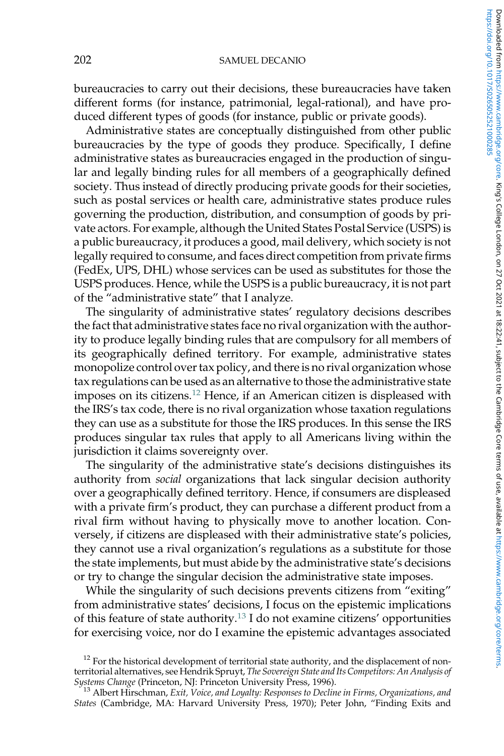bureaucracies to carry out their decisions, these bureaucracies have taken different forms (for instance, patrimonial, legal-rational), and have produced different types of goods (for instance, public or private goods).

Administrative states are conceptually distinguished from other public bureaucracies by the type of goods they produce. Specifically, I define administrative states as bureaucracies engaged in the production of singular and legally binding rules for all members of a geographically defined society. Thus instead of directly producing private goods for their societies, such as postal services or health care, administrative states produce rules governing the production, distribution, and consumption of goods by private actors. For example, although the United States Postal Service (USPS) is a public bureaucracy, it produces a good, mail delivery, which society is not legally required to consume, and faces direct competition from private firms (FedEx, UPS, DHL) whose services can be used as substitutes for those the USPS produces. Hence, while the USPS is a public bureaucracy, it is not part of the "administrative state" that I analyze.

The singularity of administrative states' regulatory decisions describes the fact that administrative states face no rival organization with the authority to produce legally binding rules that are compulsory for all members of its geographically defined territory. For example, administrative states monopolize control over tax policy, and there is no rival organization whose tax regulations can be used as an alternative to those the administrative state imposes on its citizens.[12] Hence, if an American citizen is displeased with the IRS's tax code, there is no rival organization whose taxation regulations they can use as a substitute for those the IRS produces. In this sense the IRS produces singular tax rules that apply to all Americans living within the jurisdiction it claims sovereignty over.

The singularity of the administrative state's decisions distinguishes its authority from *social* organizations that lack singular decision authority over a geographically defined territory. Hence, if consumers are displeased with a private firm's product, they can purchase a different product from a rival firm without having to physically move to another location. Conversely, if citizens are displeased with their administrative state's policies, they cannot use a rival organization's regulations as a substitute for those the state implements, but must abide by the administrative state's decisions or try to change the singular decision the administrative state imposes.

While the singularity of such decisions prevents citizens from "exiting" from administrative states' decisions, I focus on the epistemic implications of this feature of state authority.[13] I do not examine citizens' opportunities for exercising voice, nor do I examine the epistemic advantages associated

[12] For the historical development of territorial state authority, and the displacement of non-territorial alternatives, see Hendrik Spruyt, *The Sovereign State and Its Competitors: An Analysis of Systems Change* (Princeton, NJ: Princeton University Press, 1996).

[13] Albert Hirschman, *Exit, Voice, and Loyalty: Responses to Decline in Firms, Organizations, and States* (Cambridge, MA: Harvard University Press, 1970); Peter John, "Finding Exits and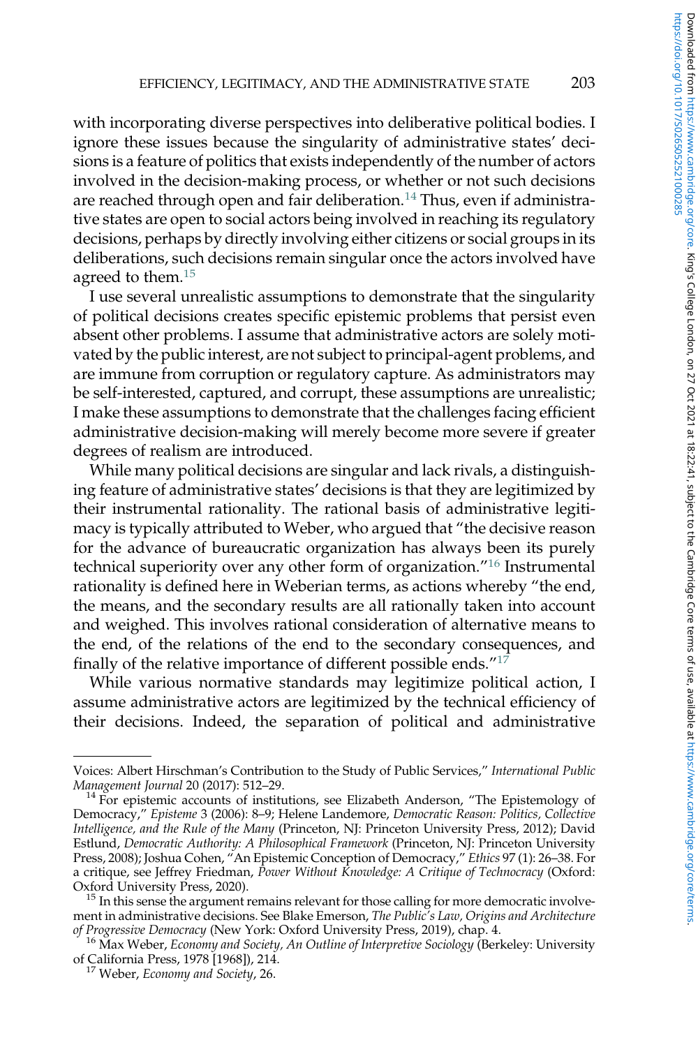with incorporating diverse perspectives into deliberative political bodies. I ignore these issues because the singularity of administrative states' decisions is a feature of politics that exists independently of the number of actors involved in the decision-making process, or whether or not such decisions are reached through open and fair deliberation.[14] Thus, even if administrative states are open to social actors being involved in reaching its regulatory decisions, perhaps by directly involving either citizens or social groups in its deliberations, such decisions remain singular once the actors involved have agreed to them.[15]

I use several unrealistic assumptions to demonstrate that the singularity of political decisions creates specific epistemic problems that persist even absent other problems. I assume that administrative actors are solely motivated by the public interest, are not subject to principal-agent problems, and are immune from corruption or regulatory capture. As administrators may be self-interested, captured, and corrupt, these assumptions are unrealistic; I make these assumptions to demonstrate that the challenges facing efficient administrative decision-making will merely become more severe if greater degrees of realism are introduced.

While many political decisions are singular and lack rivals, a distinguishing feature of administrative states' decisions is that they are legitimized by their instrumental rationality. The rational basis of administrative legitimacy is typically attributed to Weber, who argued that "the decisive reason for the advance of bureaucratic organization has always been its purely technical superiority over any other form of organization."[16] Instrumental rationality is defined here in Weberian terms, as actions whereby "the end, the means, and the secondary results are all rationally taken into account and weighed. This involves rational consideration of alternative means to the end, of the relations of the end to the secondary consequences, and finally of the relative importance of different possible ends."[17]

While various normative standards may legitimize political action, I assume administrative actors are legitimized by the technical efficiency of their decisions. Indeed, the separation of political and administrative

---

Voices: Albert Hirschman's Contribution to the Study of Public Services," *International Public Management Journal* 20 (2017): 512–29.

[14] For epistemic accounts of institutions, see Elizabeth Anderson, "The Epistemology of Democracy," *Episteme* 3 (2006): 8–9; Helene Landemore, *Democratic Reason: Politics, Collective Intelligence, and the Rule of the Many* (Princeton, NJ: Princeton University Press, 2012); David Estlund, *Democratic Authority: A Philosophical Framework* (Princeton, NJ: Princeton University Press, 2008); Joshua Cohen, "An Epistemic Conception of Democracy," *Ethics* 97 (1): 26–38. For a critique, see Jeffrey Friedman, *Power Without Knowledge: A Critique of Technocracy* (Oxford: Oxford University Press, 2020).

[15] In this sense the argument remains relevant for those calling for more democratic involvement in administrative decisions. See Blake Emerson, *The Public's Law, Origins and Architecture of Progressive Democracy* (New York: Oxford University Press, 2019), chap. 4.

[16] Max Weber, *Economy and Society, An Outline of Interpretive Sociology* (Berkeley: University of California Press, 1978 [1968]), 214.

[17] Weber, *Economy and Society*, 26.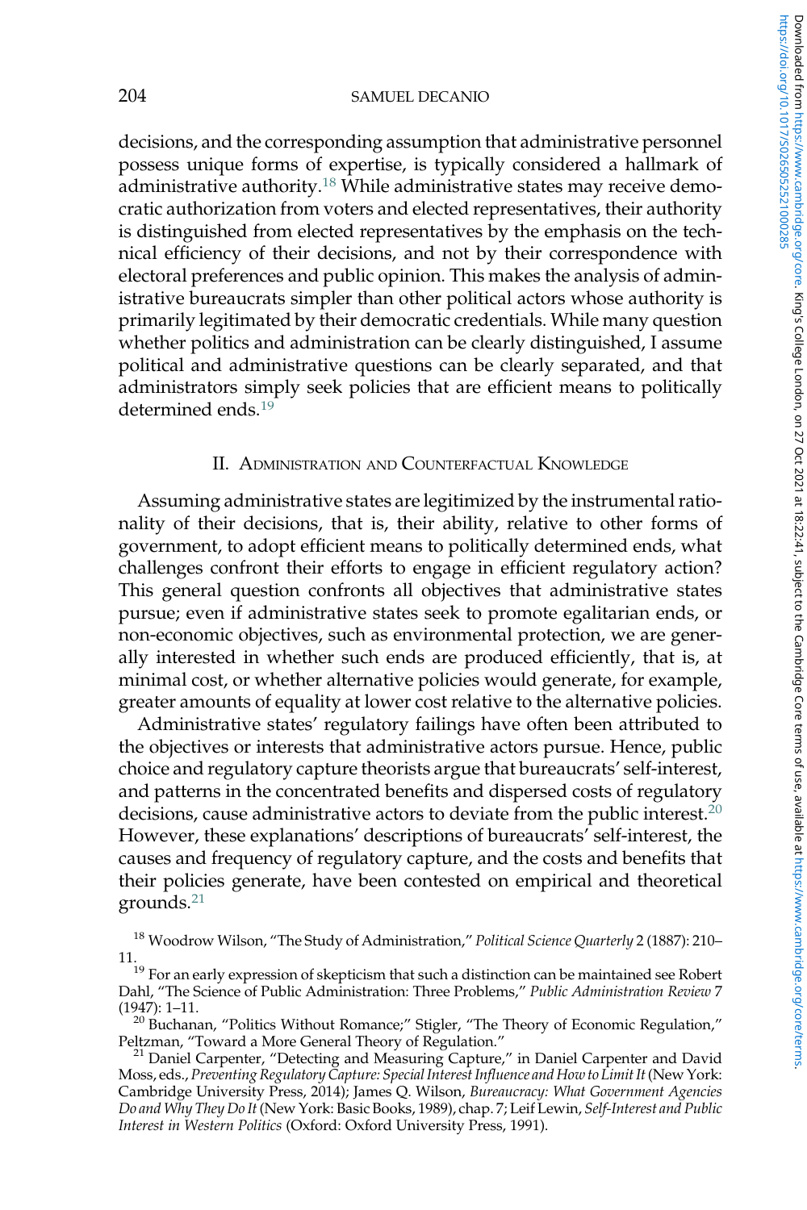decisions, and the corresponding assumption that administrative personnel possess unique forms of expertise, is typically considered a hallmark of administrative authority.[18] While administrative states may receive democratic authorization from voters and elected representatives, their authority is distinguished from elected representatives by the emphasis on the technical efficiency of their decisions, and not by their correspondence with electoral preferences and public opinion. This makes the analysis of administrative bureaucrats simpler than other political actors whose authority is primarily legitimated by their democratic credentials. While many question whether politics and administration can be clearly distinguished, I assume political and administrative questions can be clearly separated, and that administrators simply seek policies that are efficient means to politically determined ends.[19]

## II. Administration and Counterfactual Knowledge

Assuming administrative states are legitimized by the instrumental rationality of their decisions, that is, their ability, relative to other forms of government, to adopt efficient means to politically determined ends, what challenges confront their efforts to engage in efficient regulatory action? This general question confronts all objectives that administrative states pursue; even if administrative states seek to promote egalitarian ends, or non-economic objectives, such as environmental protection, we are generally interested in whether such ends are produced efficiently, that is, at minimal cost, or whether alternative policies would generate, for example, greater amounts of equality at lower cost relative to the alternative policies.

Administrative states' regulatory failings have often been attributed to the objectives or interests that administrative actors pursue. Hence, public choice and regulatory capture theorists argue that bureaucrats' self-interest, and patterns in the concentrated benefits and dispersed costs of regulatory decisions, cause administrative actors to deviate from the public interest.[20] However, these explanations' descriptions of bureaucrats' self-interest, the causes and frequency of regulatory capture, and the costs and benefits that their policies generate, have been contested on empirical and theoretical grounds.[21]

---

[18] Woodrow Wilson, "The Study of Administration," *Political Science Quarterly* 2 (1887): 210–11.

[19] For an early expression of skepticism that such a distinction can be maintained see Robert Dahl, "The Science of Public Administration: Three Problems," *Public Administration Review* 7 (1947): 1–11.

[20] Buchanan, "Politics Without Romance;" Stigler, "The Theory of Economic Regulation," Peltzman, "Toward a More General Theory of Regulation."

[21] Daniel Carpenter, "Detecting and Measuring Capture," in Daniel Carpenter and David Moss, eds., *Preventing Regulatory Capture: Special Interest Influence and How to Limit It* (New York: Cambridge University Press, 2014); James Q. Wilson, *Bureaucracy: What Government Agencies Do and Why They Do It* (New York: Basic Books, 1989), chap. 7; Leif Lewin, *Self-Interest and Public Interest in Western Politics* (Oxford: Oxford University Press, 1991).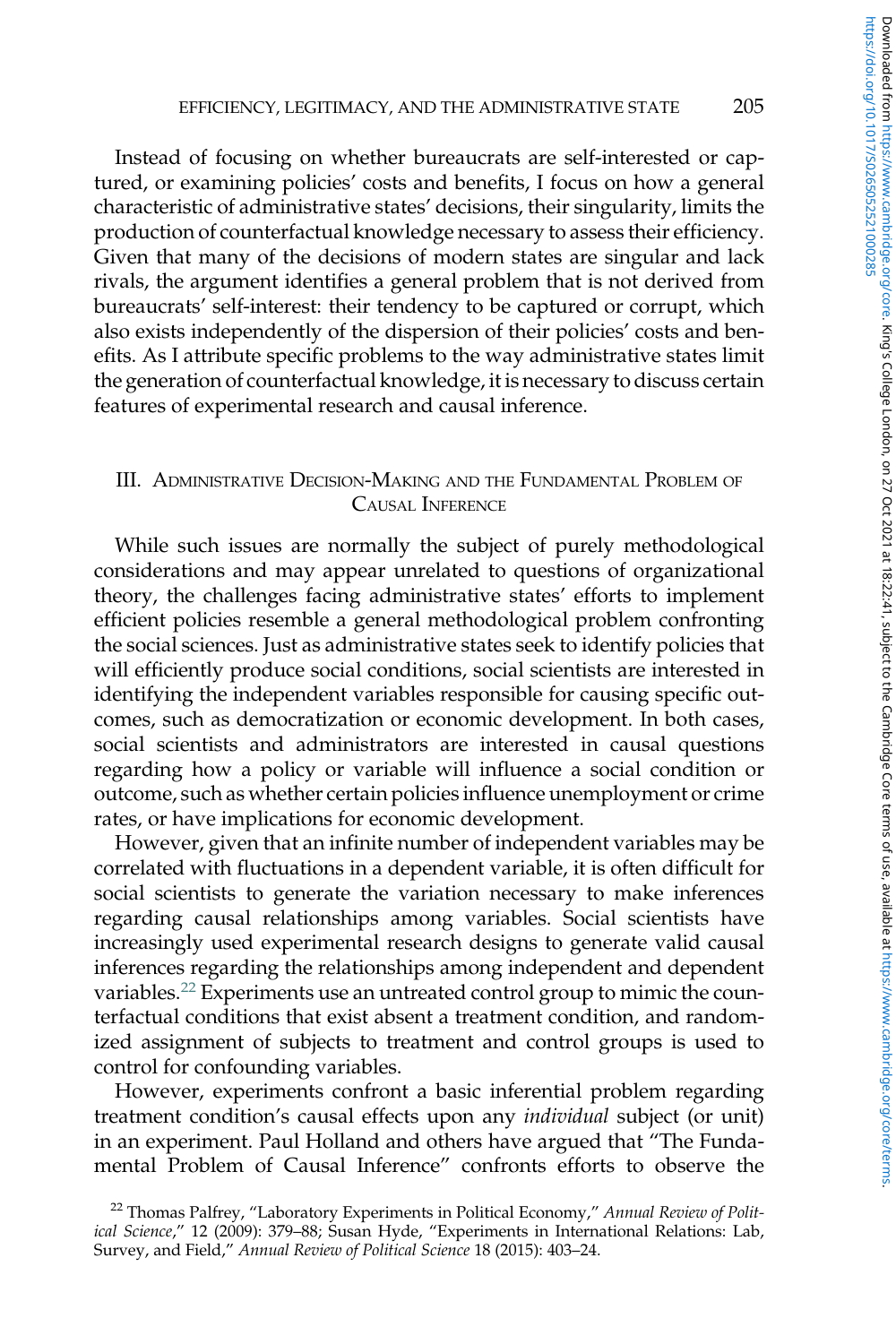Instead of focusing on whether bureaucrats are self-interested or captured, or examining policies' costs and benefits, I focus on how a general characteristic of administrative states' decisions, their singularity, limits the production of counterfactual knowledge necessary to assess their efficiency. Given that many of the decisions of modern states are singular and lack rivals, the argument identifies a general problem that is not derived from bureaucrats' self-interest: their tendency to be captured or corrupt, which also exists independently of the dispersion of their policies' costs and benefits. As I attribute specific problems to the way administrative states limit the generation of counterfactual knowledge, it is necessary to discuss certain features of experimental research and causal inference.

## III. Administrative Decision-Making and the Fundamental Problem of Causal Inference

While such issues are normally the subject of purely methodological considerations and may appear unrelated to questions of organizational theory, the challenges facing administrative states' efforts to implement efficient policies resemble a general methodological problem confronting the social sciences. Just as administrative states seek to identify policies that will efficiently produce social conditions, social scientists are interested in identifying the independent variables responsible for causing specific outcomes, such as democratization or economic development. In both cases, social scientists and administrators are interested in causal questions regarding how a policy or variable will influence a social condition or outcome, such as whether certain policies influence unemployment or crime rates, or have implications for economic development.

However, given that an infinite number of independent variables may be correlated with fluctuations in a dependent variable, it is often difficult for social scientists to generate the variation necessary to make inferences regarding causal relationships among variables. Social scientists have increasingly used experimental research designs to generate valid causal inferences regarding the relationships among independent and dependent variables.[22] Experiments use an untreated control group to mimic the counterfactual conditions that exist absent a treatment condition, and randomized assignment of subjects to treatment and control groups is used to control for confounding variables.

However, experiments confront a basic inferential problem regarding treatment condition's causal effects upon any *individual* subject (or unit) in an experiment. Paul Holland and others have argued that "The Fundamental Problem of Causal Inference" confronts efforts to observe the

[22] Thomas Palfrey, "Laboratory Experiments in Political Economy," *Annual Review of Political Science*," 12 (2009): 379–88; Susan Hyde, "Experiments in International Relations: Lab, Survey, and Field," *Annual Review of Political Science* 18 (2015): 403–24.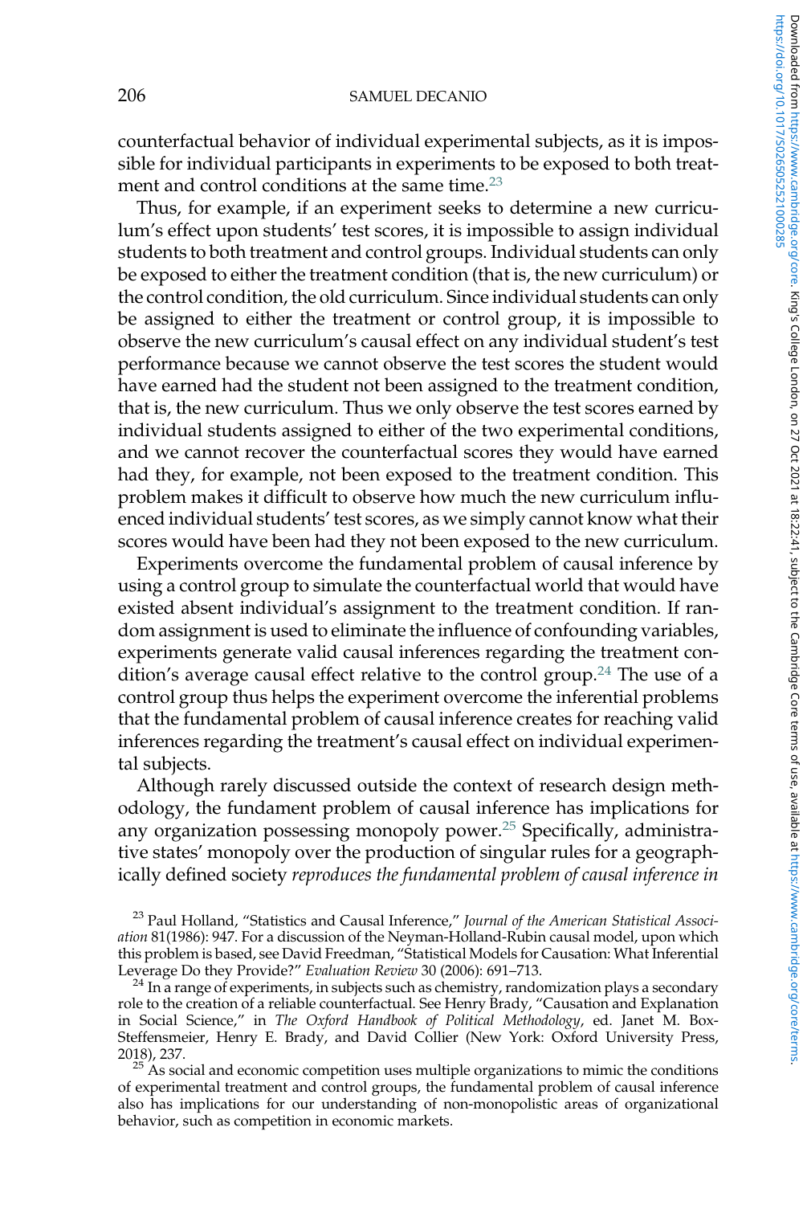counterfactual behavior of individual experimental subjects, as it is impossible for individual participants in experiments to be exposed to both treatment and control conditions at the same time.[23]

Thus, for example, if an experiment seeks to determine a new curriculum's effect upon students' test scores, it is impossible to assign individual students to both treatment and control groups. Individual students can only be exposed to either the treatment condition (that is, the new curriculum) or the control condition, the old curriculum. Since individual students can only be assigned to either the treatment or control group, it is impossible to observe the new curriculum's causal effect on any individual student's test performance because we cannot observe the test scores the student would have earned had the student not been assigned to the treatment condition, that is, the new curriculum. Thus we only observe the test scores earned by individual students assigned to either of the two experimental conditions, and we cannot recover the counterfactual scores they would have earned had they, for example, not been exposed to the treatment condition. This problem makes it difficult to observe how much the new curriculum influenced individual students' test scores, as we simply cannot know what their scores would have been had they not been exposed to the new curriculum.

Experiments overcome the fundamental problem of causal inference by using a control group to simulate the counterfactual world that would have existed absent individual's assignment to the treatment condition. If random assignment is used to eliminate the influence of confounding variables, experiments generate valid causal inferences regarding the treatment condition's average causal effect relative to the control group.[24] The use of a control group thus helps the experiment overcome the inferential problems that the fundamental problem of causal inference creates for reaching valid inferences regarding the treatment's causal effect on individual experimental subjects.

Although rarely discussed outside the context of research design methodology, the fundament problem of causal inference has implications for any organization possessing monopoly power.[25] Specifically, administrative states' monopoly over the production of singular rules for a geographically defined society *reproduces the fundamental problem of causal inference in*

[23] Paul Holland, "Statistics and Causal Inference," *Journal of the American Statistical Association* 81(1986): 947. For a discussion of the Neyman-Holland-Rubin causal model, upon which this problem is based, see David Freedman, "Statistical Models for Causation: What Inferential Leverage Do they Provide?" *Evaluation Review* 30 (2006): 691–713.

[24] In a range of experiments, in subjects such as chemistry, randomization plays a secondary role to the creation of a reliable counterfactual. See Henry Brady, "Causation and Explanation in Social Science," in *The Oxford Handbook of Political Methodology*, ed. Janet M. Box-Steffensmeier, Henry E. Brady, and David Collier (New York: Oxford University Press, 2018), 237.

[25] As social and economic competition uses multiple organizations to mimic the conditions of experimental treatment and control groups, the fundamental problem of causal inference also has implications for our understanding of non-monopolistic areas of organizational behavior, such as competition in economic markets.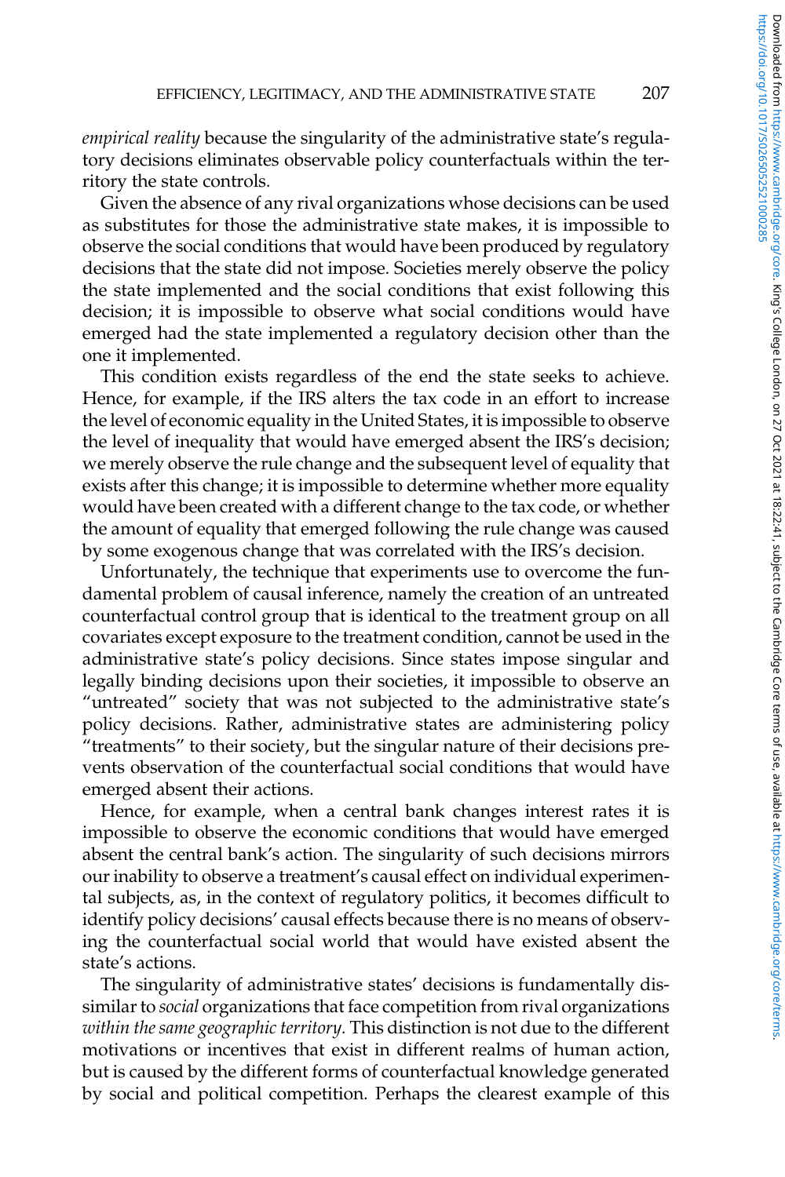*empirical reality* because the singularity of the administrative state's regulatory decisions eliminates observable policy counterfactuals within the territory the state controls.

Given the absence of any rival organizations whose decisions can be used as substitutes for those the administrative state makes, it is impossible to observe the social conditions that would have been produced by regulatory decisions that the state did not impose. Societies merely observe the policy the state implemented and the social conditions that exist following this decision; it is impossible to observe what social conditions would have emerged had the state implemented a regulatory decision other than the one it implemented.

This condition exists regardless of the end the state seeks to achieve. Hence, for example, if the IRS alters the tax code in an effort to increase the level of economic equality in the United States, it is impossible to observe the level of inequality that would have emerged absent the IRS's decision; we merely observe the rule change and the subsequent level of equality that exists after this change; it is impossible to determine whether more equality would have been created with a different change to the tax code, or whether the amount of equality that emerged following the rule change was caused by some exogenous change that was correlated with the IRS's decision.

Unfortunately, the technique that experiments use to overcome the fundamental problem of causal inference, namely the creation of an untreated counterfactual control group that is identical to the treatment group on all covariates except exposure to the treatment condition, cannot be used in the administrative state's policy decisions. Since states impose singular and legally binding decisions upon their societies, it impossible to observe an "untreated" society that was not subjected to the administrative state's policy decisions. Rather, administrative states are administering policy "treatments" to their society, but the singular nature of their decisions prevents observation of the counterfactual social conditions that would have emerged absent their actions.

Hence, for example, when a central bank changes interest rates it is impossible to observe the economic conditions that would have emerged absent the central bank's action. The singularity of such decisions mirrors our inability to observe a treatment's causal effect on individual experimental subjects, as, in the context of regulatory politics, it becomes difficult to identify policy decisions' causal effects because there is no means of observing the counterfactual social world that would have existed absent the state's actions.

The singularity of administrative states' decisions is fundamentally dissimilar to *social* organizations that face competition from rival organizations *within the same geographic territory*. This distinction is not due to the different motivations or incentives that exist in different realms of human action, but is caused by the different forms of counterfactual knowledge generated by social and political competition. Perhaps the clearest example of this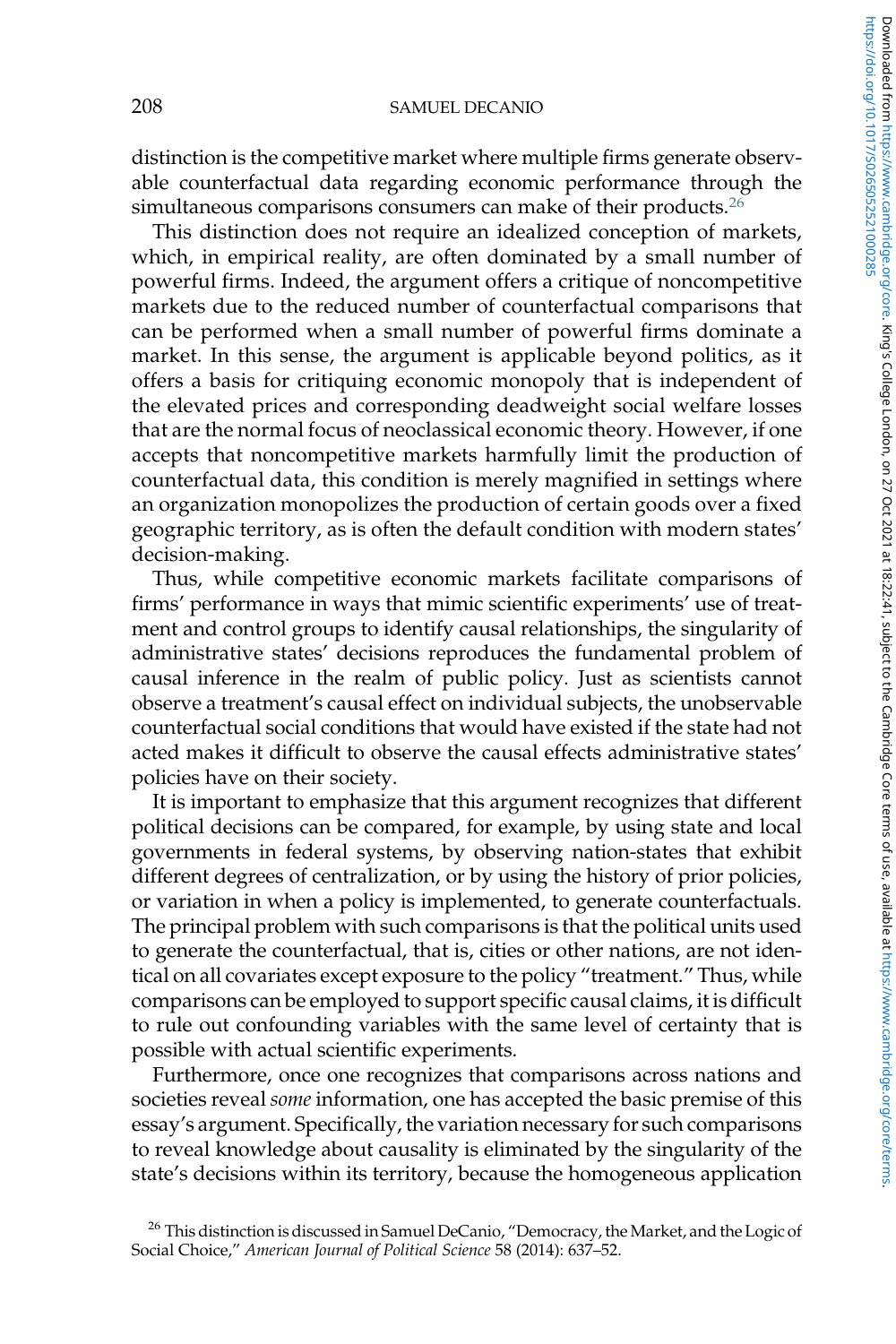distinction is the competitive market where multiple firms generate observable counterfactual data regarding economic performance through the simultaneous comparisons consumers can make of their products.[26]

This distinction does not require an idealized conception of markets, which, in empirical reality, are often dominated by a small number of powerful firms. Indeed, the argument offers a critique of noncompetitive markets due to the reduced number of counterfactual comparisons that can be performed when a small number of powerful firms dominate a market. In this sense, the argument is applicable beyond politics, as it offers a basis for critiquing economic monopoly that is independent of the elevated prices and corresponding deadweight social welfare losses that are the normal focus of neoclassical economic theory. However, if one accepts that noncompetitive markets harmfully limit the production of counterfactual data, this condition is merely magnified in settings where an organization monopolizes the production of certain goods over a fixed geographic territory, as is often the default condition with modern states' decision-making.

Thus, while competitive economic markets facilitate comparisons of firms' performance in ways that mimic scientific experiments' use of treatment and control groups to identify causal relationships, the singularity of administrative states' decisions reproduces the fundamental problem of causal inference in the realm of public policy. Just as scientists cannot observe a treatment's causal effect on individual subjects, the unobservable counterfactual social conditions that would have existed if the state had not acted makes it difficult to observe the causal effects administrative states' policies have on their society.

It is important to emphasize that this argument recognizes that different political decisions can be compared, for example, by using state and local governments in federal systems, by observing nation-states that exhibit different degrees of centralization, or by using the history of prior policies, or variation in when a policy is implemented, to generate counterfactuals. The principal problem with such comparisons is that the political units used to generate the counterfactual, that is, cities or other nations, are not identical on all covariates except exposure to the policy "treatment." Thus, while comparisons can be employed to support specific causal claims, it is difficult to rule out confounding variables with the same level of certainty that is possible with actual scientific experiments.

Furthermore, once one recognizes that comparisons across nations and societies reveal *some* information, one has accepted the basic premise of this essay's argument. Specifically, the variation necessary for such comparisons to reveal knowledge about causality is eliminated by the singularity of the state's decisions within its territory, because the homogeneous application

[26] This distinction is discussed in Samuel DeCanio, "Democracy, the Market, and the Logic of Social Choice," *American Journal of Political Science* 58 (2014): 637–52.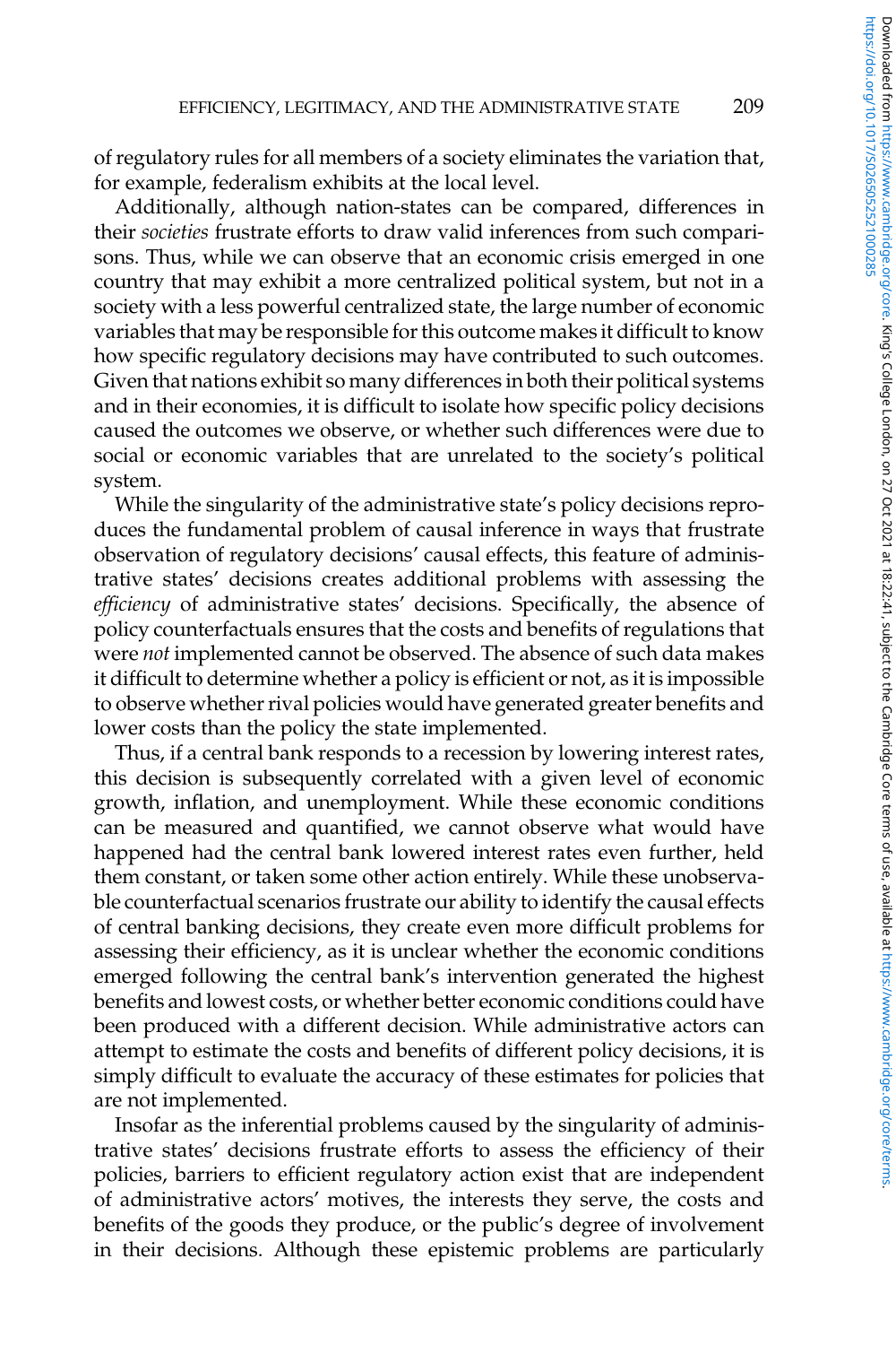of regulatory rules for all members of a society eliminates the variation that, for example, federalism exhibits at the local level.

Additionally, although nation-states can be compared, differences in their *societies* frustrate efforts to draw valid inferences from such comparisons. Thus, while we can observe that an economic crisis emerged in one country that may exhibit a more centralized political system, but not in a society with a less powerful centralized state, the large number of economic variables that may be responsible for this outcome makes it difficult to know how specific regulatory decisions may have contributed to such outcomes. Given that nations exhibit so many differences in both their political systems and in their economies, it is difficult to isolate how specific policy decisions caused the outcomes we observe, or whether such differences were due to social or economic variables that are unrelated to the society's political system.

While the singularity of the administrative state's policy decisions reproduces the fundamental problem of causal inference in ways that frustrate observation of regulatory decisions' causal effects, this feature of administrative states' decisions creates additional problems with assessing the *efficiency* of administrative states' decisions. Specifically, the absence of policy counterfactuals ensures that the costs and benefits of regulations that were *not* implemented cannot be observed. The absence of such data makes it difficult to determine whether a policy is efficient or not, as it is impossible to observe whether rival policies would have generated greater benefits and lower costs than the policy the state implemented.

Thus, if a central bank responds to a recession by lowering interest rates, this decision is subsequently correlated with a given level of economic growth, inflation, and unemployment. While these economic conditions can be measured and quantified, we cannot observe what would have happened had the central bank lowered interest rates even further, held them constant, or taken some other action entirely. While these unobservable counterfactual scenarios frustrate our ability to identify the causal effects of central banking decisions, they create even more difficult problems for assessing their efficiency, as it is unclear whether the economic conditions emerged following the central bank's intervention generated the highest benefits and lowest costs, or whether better economic conditions could have been produced with a different decision. While administrative actors can attempt to estimate the costs and benefits of different policy decisions, it is simply difficult to evaluate the accuracy of these estimates for policies that are not implemented.

Insofar as the inferential problems caused by the singularity of administrative states' decisions frustrate efforts to assess the efficiency of their policies, barriers to efficient regulatory action exist that are independent of administrative actors' motives, the interests they serve, the costs and benefits of the goods they produce, or the public's degree of involvement in their decisions. Although these epistemic problems are particularly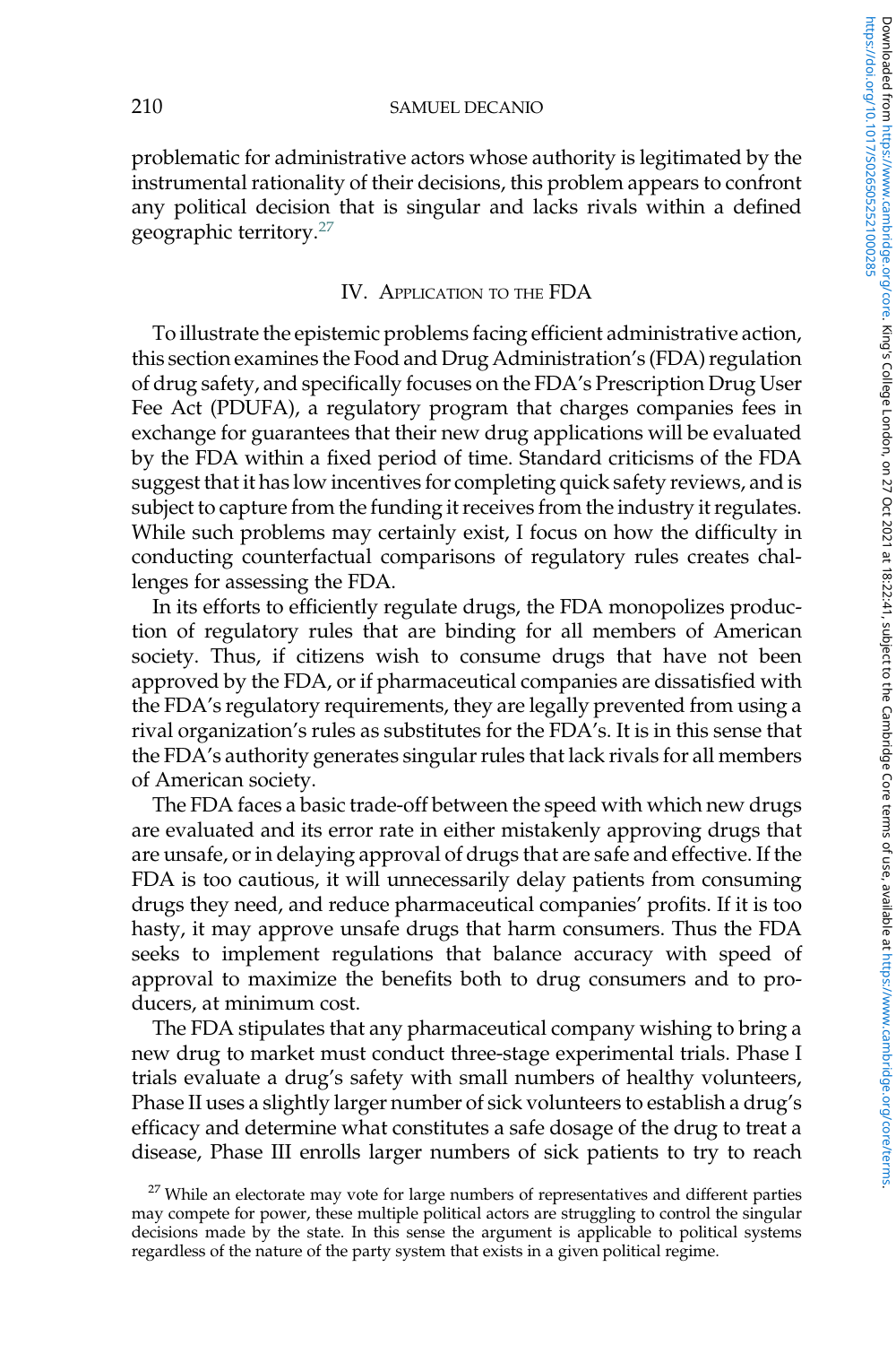problematic for administrative actors whose authority is legitimated by the instrumental rationality of their decisions, this problem appears to confront any political decision that is singular and lacks rivals within a defined geographic territory.[27]

## IV. Application to the FDA

To illustrate the epistemic problems facing efficient administrative action, this section examines the Food and Drug Administration's (FDA) regulation of drug safety, and specifically focuses on the FDA's Prescription Drug User Fee Act (PDUFA), a regulatory program that charges companies fees in exchange for guarantees that their new drug applications will be evaluated by the FDA within a fixed period of time. Standard criticisms of the FDA suggest that it has low incentives for completing quick safety reviews, and is subject to capture from the funding it receives from the industry it regulates. While such problems may certainly exist, I focus on how the difficulty in conducting counterfactual comparisons of regulatory rules creates challenges for assessing the FDA.

In its efforts to efficiently regulate drugs, the FDA monopolizes production of regulatory rules that are binding for all members of American society. Thus, if citizens wish to consume drugs that have not been approved by the FDA, or if pharmaceutical companies are dissatisfied with the FDA's regulatory requirements, they are legally prevented from using a rival organization's rules as substitutes for the FDA's. It is in this sense that the FDA's authority generates singular rules that lack rivals for all members of American society.

The FDA faces a basic trade-off between the speed with which new drugs are evaluated and its error rate in either mistakenly approving drugs that are unsafe, or in delaying approval of drugs that are safe and effective. If the FDA is too cautious, it will unnecessarily delay patients from consuming drugs they need, and reduce pharmaceutical companies' profits. If it is too hasty, it may approve unsafe drugs that harm consumers. Thus the FDA seeks to implement regulations that balance accuracy with speed of approval to maximize the benefits both to drug consumers and to producers, at minimum cost.

The FDA stipulates that any pharmaceutical company wishing to bring a new drug to market must conduct three-stage experimental trials. Phase I trials evaluate a drug's safety with small numbers of healthy volunteers, Phase II uses a slightly larger number of sick volunteers to establish a drug's efficacy and determine what constitutes a safe dosage of the drug to treat a disease, Phase III enrolls larger numbers of sick patients to try to reach

[27] While an electorate may vote for large numbers of representatives and different parties may compete for power, these multiple political actors are struggling to control the singular decisions made by the state. In this sense the argument is applicable to political systems regardless of the nature of the party system that exists in a given political regime.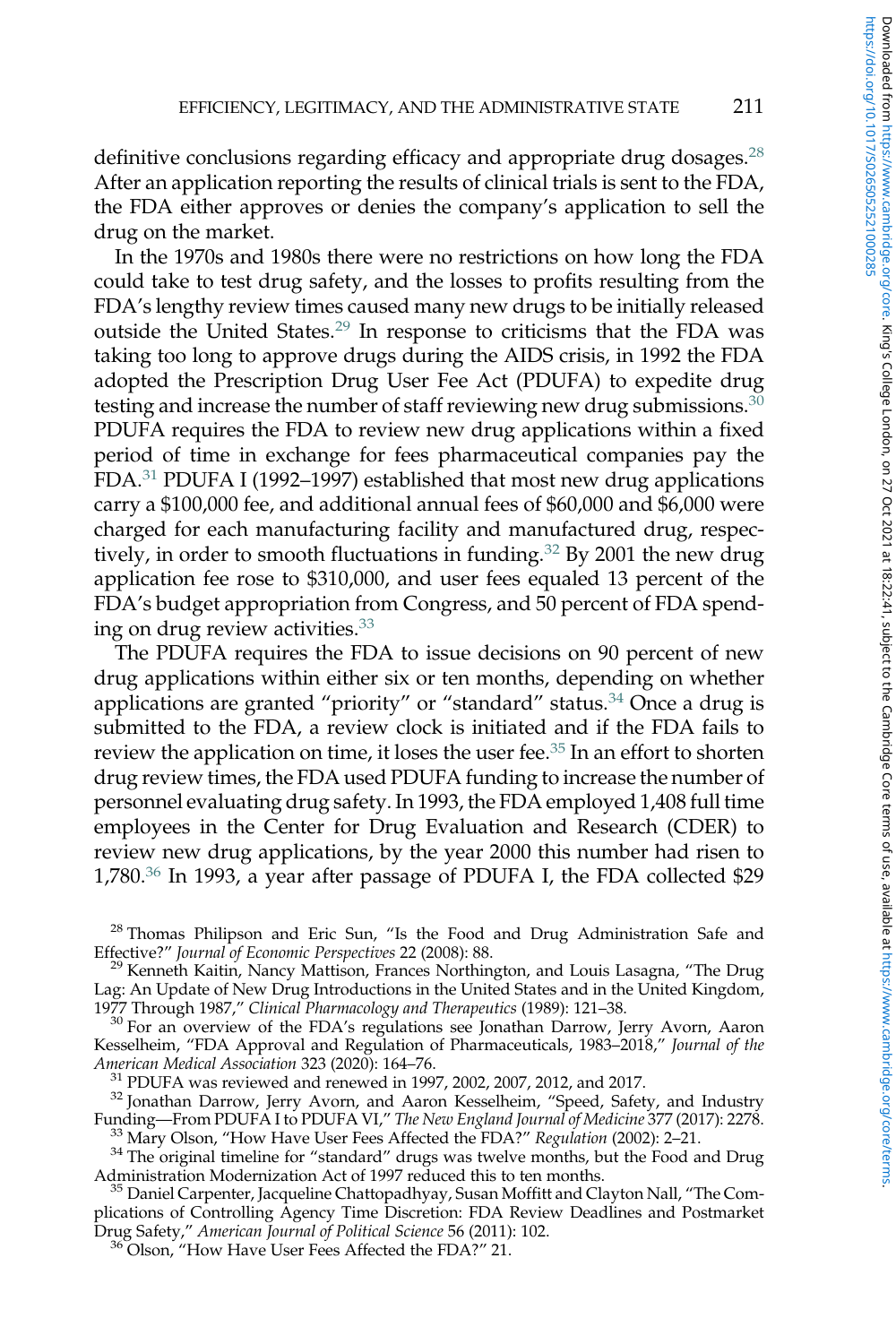definitive conclusions regarding efficacy and appropriate drug dosages.[28] After an application reporting the results of clinical trials is sent to the FDA, the FDA either approves or denies the company's application to sell the drug on the market.

In the 1970s and 1980s there were no restrictions on how long the FDA could take to test drug safety, and the losses to profits resulting from the FDA's lengthy review times caused many new drugs to be initially released outside the United States.[29] In response to criticisms that the FDA was taking too long to approve drugs during the AIDS crisis, in 1992 the FDA adopted the Prescription Drug User Fee Act (PDUFA) to expedite drug testing and increase the number of staff reviewing new drug submissions.[30] PDUFA requires the FDA to review new drug applications within a fixed period of time in exchange for fees pharmaceutical companies pay the FDA.[31] PDUFA I (1992–1997) established that most new drug applications carry a $100,000 fee, and additional annual fees of $60,000 and $6,000 were charged for each manufacturing facility and manufactured drug, respectively, in order to smooth fluctuations in funding.[32] By 2001 the new drug application fee rose to $310,000, and user fees equaled 13 percent of the FDA's budget appropriation from Congress, and 50 percent of FDA spending on drug review activities.[33]

The PDUFA requires the FDA to issue decisions on 90 percent of new drug applications within either six or ten months, depending on whether applications are granted "priority" or "standard" status.[34] Once a drug is submitted to the FDA, a review clock is initiated and if the FDA fails to review the application on time, it loses the user fee.[35] In an effort to shorten drug review times, the FDA used PDUFA funding to increase the number of personnel evaluating drug safety. In 1993, the FDA employed 1,408 full time employees in the Center for Drug Evaluation and Research (CDER) to review new drug applications, by the year 2000 this number had risen to 1,780.[36] In 1993, a year after passage of PDUFA I, the FDA collected $29

[28] Thomas Philipson and Eric Sun, "Is the Food and Drug Administration Safe and Effective?" *Journal of Economic Perspectives* 22 (2008): 88.

[29] Kenneth Kaitin, Nancy Mattison, Frances Northington, and Louis Lasagna, "The Drug Lag: An Update of New Drug Introductions in the United States and in the United Kingdom, 1977 Through 1987," *Clinical Pharmacology and Therapeutics* (1989): 121–38.

[30] For an overview of the FDA's regulations see Jonathan Darrow, Jerry Avorn, Aaron Kesselheim, "FDA Approval and Regulation of Pharmaceuticals, 1983–2018," *Journal of the American Medical Association* 323 (2020): 164–76.

[31] PDUFA was reviewed and renewed in 1997, 2002, 2007, 2012, and 2017.

[32] Jonathan Darrow, Jerry Avorn, and Aaron Kesselheim, "Speed, Safety, and Industry Funding—From PDUFA I to PDUFA VI," *The New England Journal of Medicine* 377 (2017): 2278.

[33] Mary Olson, "How Have User Fees Affected the FDA?" *Regulation* (2002): 2–21.

[34] The original timeline for "standard" drugs was twelve months, but the Food and Drug Administration Modernization Act of 1997 reduced this to ten months.

[35] Daniel Carpenter, Jacqueline Chattopadhyay, Susan Moffitt and Clayton Nall, "The Complications of Controlling Agency Time Discretion: FDA Review Deadlines and Postmarket Drug Safety," *American Journal of Political Science* 56 (2011): 102.

[36] Olson, "How Have User Fees Affected the FDA?" 21.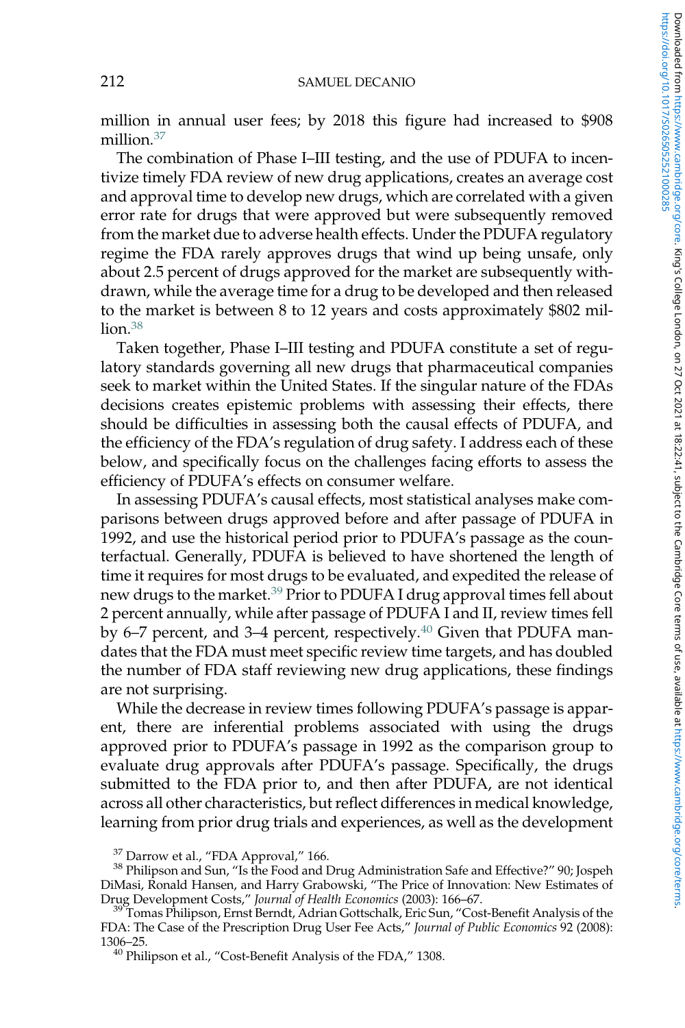million in annual user fees; by 2018 this figure had increased to $908 million.[37]

The combination of Phase I–III testing, and the use of PDUFA to incentivize timely FDA review of new drug applications, creates an average cost and approval time to develop new drugs, which are correlated with a given error rate for drugs that were approved but were subsequently removed from the market due to adverse health effects. Under the PDUFA regulatory regime the FDA rarely approves drugs that wind up being unsafe, only about 2.5 percent of drugs approved for the market are subsequently withdrawn, while the average time for a drug to be developed and then released to the market is between 8 to 12 years and costs approximately $802 million.[38]

Taken together, Phase I–III testing and PDUFA constitute a set of regulatory standards governing all new drugs that pharmaceutical companies seek to market within the United States. If the singular nature of the FDAs decisions creates epistemic problems with assessing their effects, there should be difficulties in assessing both the causal effects of PDUFA, and the efficiency of the FDA's regulation of drug safety. I address each of these below, and specifically focus on the challenges facing efforts to assess the efficiency of PDUFA's effects on consumer welfare.

In assessing PDUFA's causal effects, most statistical analyses make comparisons between drugs approved before and after passage of PDUFA in 1992, and use the historical period prior to PDUFA's passage as the counterfactual. Generally, PDUFA is believed to have shortened the length of time it requires for most drugs to be evaluated, and expedited the release of new drugs to the market.[39] Prior to PDUFA I drug approval times fell about 2 percent annually, while after passage of PDUFA I and II, review times fell by 6–7 percent, and 3–4 percent, respectively.[40] Given that PDUFA mandates that the FDA must meet specific review time targets, and has doubled the number of FDA staff reviewing new drug applications, these findings are not surprising.

While the decrease in review times following PDUFA's passage is apparent, there are inferential problems associated with using the drugs approved prior to PDUFA's passage in 1992 as the comparison group to evaluate drug approvals after PDUFA's passage. Specifically, the drugs submitted to the FDA prior to, and then after PDUFA, are not identical across all other characteristics, but reflect differences in medical knowledge, learning from prior drug trials and experiences, as well as the development

[37] Darrow et al., "FDA Approval," 166.

[38] Philipson and Sun, "Is the Food and Drug Administration Safe and Effective?" 90; Jospeh DiMasi, Ronald Hansen, and Harry Grabowski, "The Price of Innovation: New Estimates of Drug Development Costs," *Journal of Health Economics* (2003): 166–67.

[39] Tomas Philipson, Ernst Berndt, Adrian Gottschalk, Eric Sun, "Cost-Benefit Analysis of the FDA: The Case of the Prescription Drug User Fee Acts," *Journal of Public Economics* 92 (2008): 1306–25.

[40] Philipson et al., "Cost-Benefit Analysis of the FDA," 1308.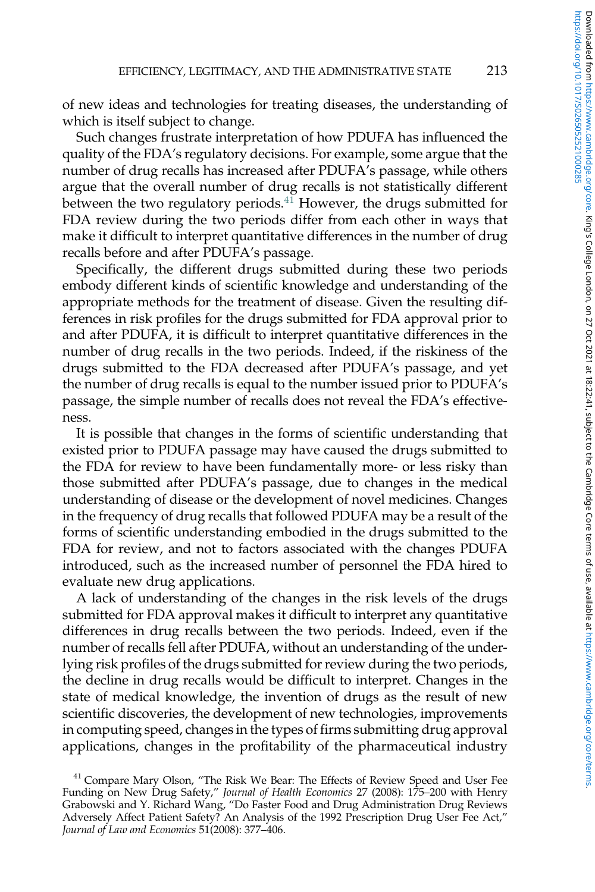of new ideas and technologies for treating diseases, the understanding of which is itself subject to change.

Such changes frustrate interpretation of how PDUFA has influenced the quality of the FDA's regulatory decisions. For example, some argue that the number of drug recalls has increased after PDUFA's passage, while others argue that the overall number of drug recalls is not statistically different between the two regulatory periods.[41] However, the drugs submitted for FDA review during the two periods differ from each other in ways that make it difficult to interpret quantitative differences in the number of drug recalls before and after PDUFA's passage.

Specifically, the different drugs submitted during these two periods embody different kinds of scientific knowledge and understanding of the appropriate methods for the treatment of disease. Given the resulting differences in risk profiles for the drugs submitted for FDA approval prior to and after PDUFA, it is difficult to interpret quantitative differences in the number of drug recalls in the two periods. Indeed, if the riskiness of the drugs submitted to the FDA decreased after PDUFA's passage, and yet the number of drug recalls is equal to the number issued prior to PDUFA's passage, the simple number of recalls does not reveal the FDA's effectiveness.

It is possible that changes in the forms of scientific understanding that existed prior to PDUFA passage may have caused the drugs submitted to the FDA for review to have been fundamentally more- or less risky than those submitted after PDUFA's passage, due to changes in the medical understanding of disease or the development of novel medicines. Changes in the frequency of drug recalls that followed PDUFA may be a result of the forms of scientific understanding embodied in the drugs submitted to the FDA for review, and not to factors associated with the changes PDUFA introduced, such as the increased number of personnel the FDA hired to evaluate new drug applications.

A lack of understanding of the changes in the risk levels of the drugs submitted for FDA approval makes it difficult to interpret any quantitative differences in drug recalls between the two periods. Indeed, even if the number of recalls fell after PDUFA, without an understanding of the underlying risk profiles of the drugs submitted for review during the two periods, the decline in drug recalls would be difficult to interpret. Changes in the state of medical knowledge, the invention of drugs as the result of new scientific discoveries, the development of new technologies, improvements in computing speed, changes in the types of firms submitting drug approval applications, changes in the profitability of the pharmaceutical industry

[41] Compare Mary Olson, "The Risk We Bear: The Effects of Review Speed and User Fee Funding on New Drug Safety," *Journal of Health Economics* 27 (2008): 175–200 with Henry Grabowski and Y. Richard Wang, "Do Faster Food and Drug Administration Drug Reviews Adversely Affect Patient Safety? An Analysis of the 1992 Prescription Drug User Fee Act," *Journal of Law and Economics* 51(2008): 377–406.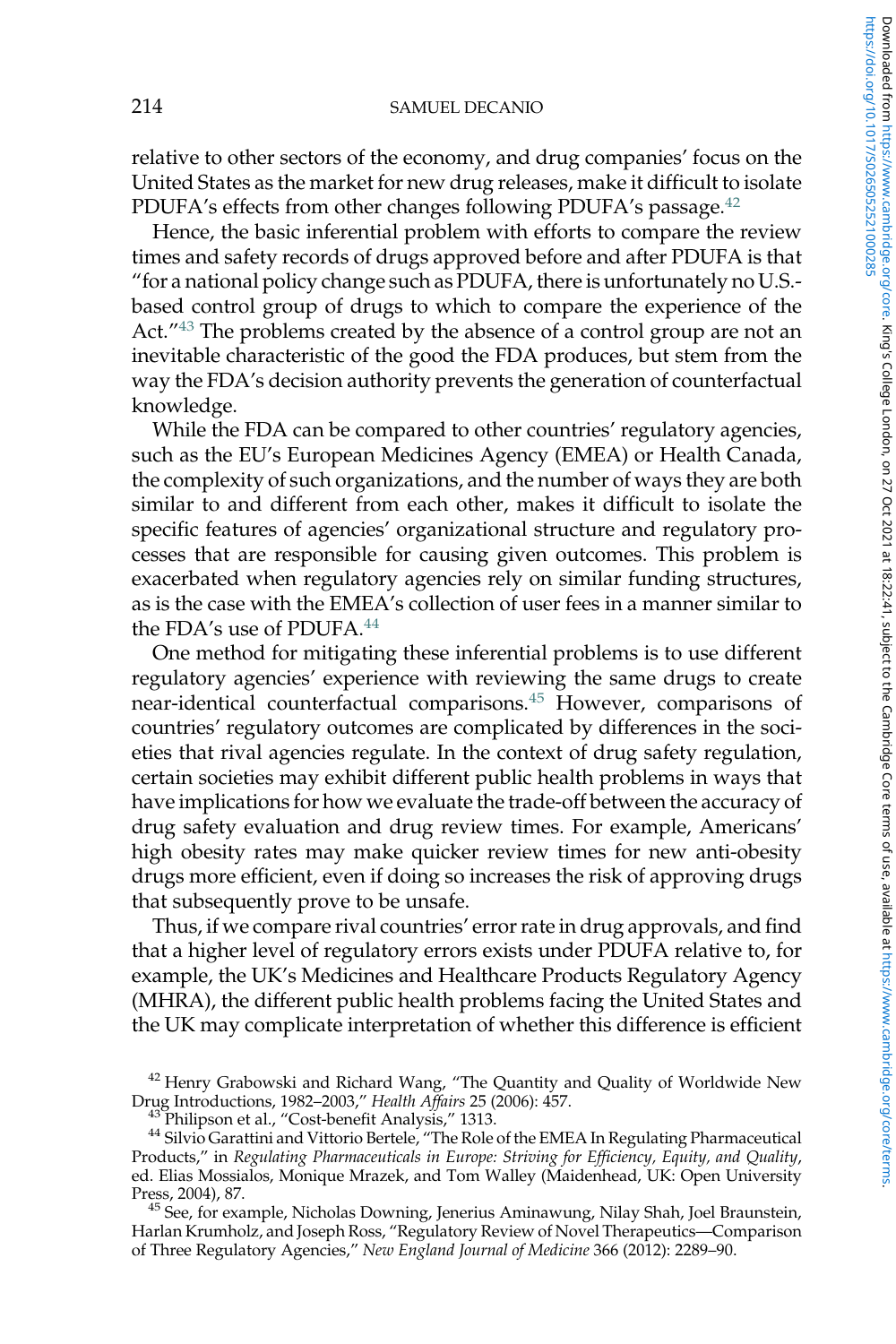relative to other sectors of the economy, and drug companies' focus on the United States as the market for new drug releases, make it difficult to isolate PDUFA's effects from other changes following PDUFA's passage.[42]

Hence, the basic inferential problem with efforts to compare the review times and safety records of drugs approved before and after PDUFA is that "for a national policy change such as PDUFA, there is unfortunately no U.S.-based control group of drugs to which to compare the experience of the Act."[43] The problems created by the absence of a control group are not an inevitable characteristic of the good the FDA produces, but stem from the way the FDA's decision authority prevents the generation of counterfactual knowledge.

While the FDA can be compared to other countries' regulatory agencies, such as the EU's European Medicines Agency (EMEA) or Health Canada, the complexity of such organizations, and the number of ways they are both similar to and different from each other, makes it difficult to isolate the specific features of agencies' organizational structure and regulatory processes that are responsible for causing given outcomes. This problem is exacerbated when regulatory agencies rely on similar funding structures, as is the case with the EMEA's collection of user fees in a manner similar to the FDA's use of PDUFA.[44]

One method for mitigating these inferential problems is to use different regulatory agencies' experience with reviewing the same drugs to create near-identical counterfactual comparisons.[45] However, comparisons of countries' regulatory outcomes are complicated by differences in the societies that rival agencies regulate. In the context of drug safety regulation, certain societies may exhibit different public health problems in ways that have implications for how we evaluate the trade-off between the accuracy of drug safety evaluation and drug review times. For example, Americans' high obesity rates may make quicker review times for new anti-obesity drugs more efficient, even if doing so increases the risk of approving drugs that subsequently prove to be unsafe.

Thus, if we compare rival countries' error rate in drug approvals, and find that a higher level of regulatory errors exists under PDUFA relative to, for example, the UK's Medicines and Healthcare Products Regulatory Agency (MHRA), the different public health problems facing the United States and the UK may complicate interpretation of whether this difference is efficient

[42] Henry Grabowski and Richard Wang, "The Quantity and Quality of Worldwide New Drug Introductions, 1982–2003," *Health Affairs* 25 (2006): 457.

[43] Philipson et al., "Cost-benefit Analysis," 1313.

[44] Silvio Garattini and Vittorio Bertele, "The Role of the EMEA In Regulating Pharmaceutical Products," in *Regulating Pharmaceuticals in Europe: Striving for Efficiency, Equity, and Quality*, ed. Elias Mossialos, Monique Mrazek, and Tom Walley (Maidenhead, UK: Open University Press, 2004), 87.

[45] See, for example, Nicholas Downing, Jenerius Aminawung, Nilay Shah, Joel Braunstein, Harlan Krumholz, and Joseph Ross, "Regulatory Review of Novel Therapeutics—Comparison of Three Regulatory Agencies," *New England Journal of Medicine* 366 (2012): 2289–90.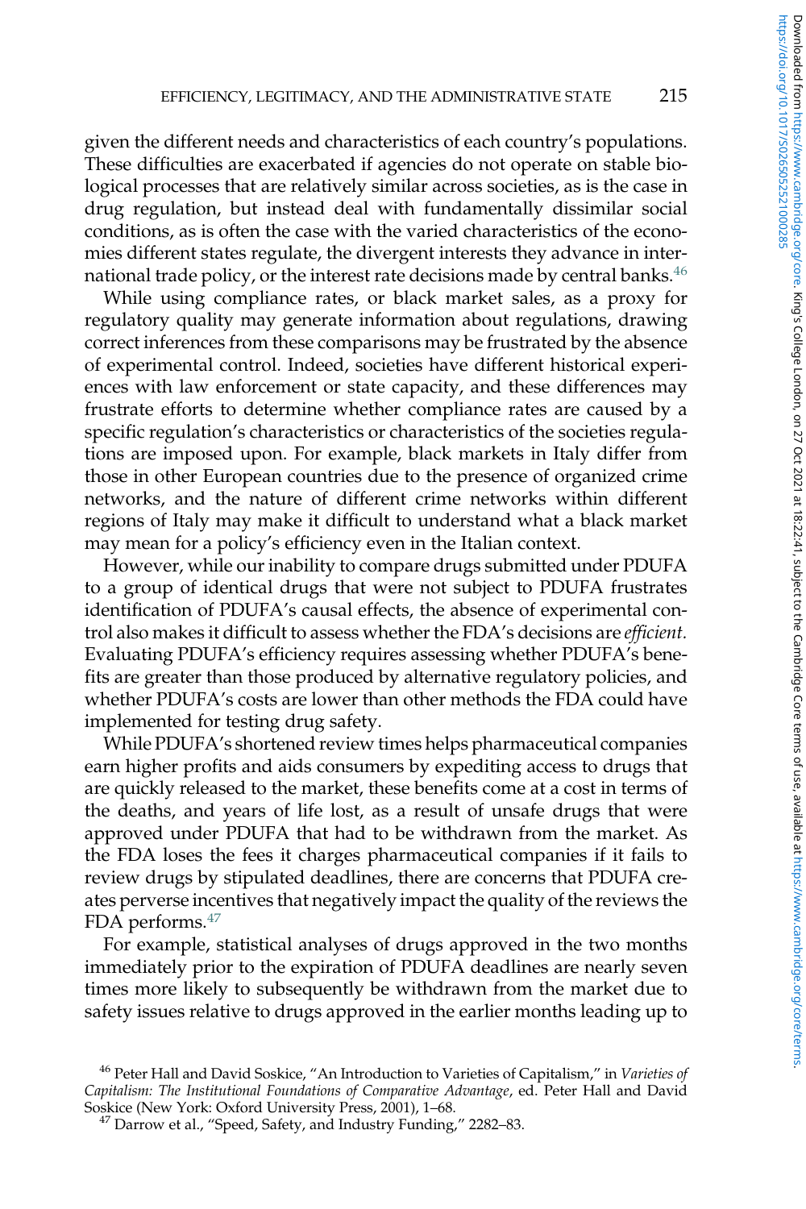given the different needs and characteristics of each country's populations. These difficulties are exacerbated if agencies do not operate on stable biological processes that are relatively similar across societies, as is the case in drug regulation, but instead deal with fundamentally dissimilar social conditions, as is often the case with the varied characteristics of the economies different states regulate, the divergent interests they advance in international trade policy, or the interest rate decisions made by central banks.[46]

While using compliance rates, or black market sales, as a proxy for regulatory quality may generate information about regulations, drawing correct inferences from these comparisons may be frustrated by the absence of experimental control. Indeed, societies have different historical experiences with law enforcement or state capacity, and these differences may frustrate efforts to determine whether compliance rates are caused by a specific regulation's characteristics or characteristics of the societies regulations are imposed upon. For example, black markets in Italy differ from those in other European countries due to the presence of organized crime networks, and the nature of different crime networks within different regions of Italy may make it difficult to understand what a black market may mean for a policy's efficiency even in the Italian context.

However, while our inability to compare drugs submitted under PDUFA to a group of identical drugs that were not subject to PDUFA frustrates identification of PDUFA's causal effects, the absence of experimental control also makes it difficult to assess whether the FDA's decisions are *efficient.* Evaluating PDUFA's efficiency requires assessing whether PDUFA's benefits are greater than those produced by alternative regulatory policies, and whether PDUFA's costs are lower than other methods the FDA could have implemented for testing drug safety.

While PDUFA's shortened review times helps pharmaceutical companies earn higher profits and aids consumers by expediting access to drugs that are quickly released to the market, these benefits come at a cost in terms of the deaths, and years of life lost, as a result of unsafe drugs that were approved under PDUFA that had to be withdrawn from the market. As the FDA loses the fees it charges pharmaceutical companies if it fails to review drugs by stipulated deadlines, there are concerns that PDUFA creates perverse incentives that negatively impact the quality of the reviews the FDA performs.[47]

For example, statistical analyses of drugs approved in the two months immediately prior to the expiration of PDUFA deadlines are nearly seven times more likely to subsequently be withdrawn from the market due to safety issues relative to drugs approved in the earlier months leading up to

[46] Peter Hall and David Soskice, "An Introduction to Varieties of Capitalism," in *Varieties of Capitalism: The Institutional Foundations of Comparative Advantage*, ed. Peter Hall and David Soskice (New York: Oxford University Press, 2001), 1–68.

[47] Darrow et al., "Speed, Safety, and Industry Funding," 2282–83.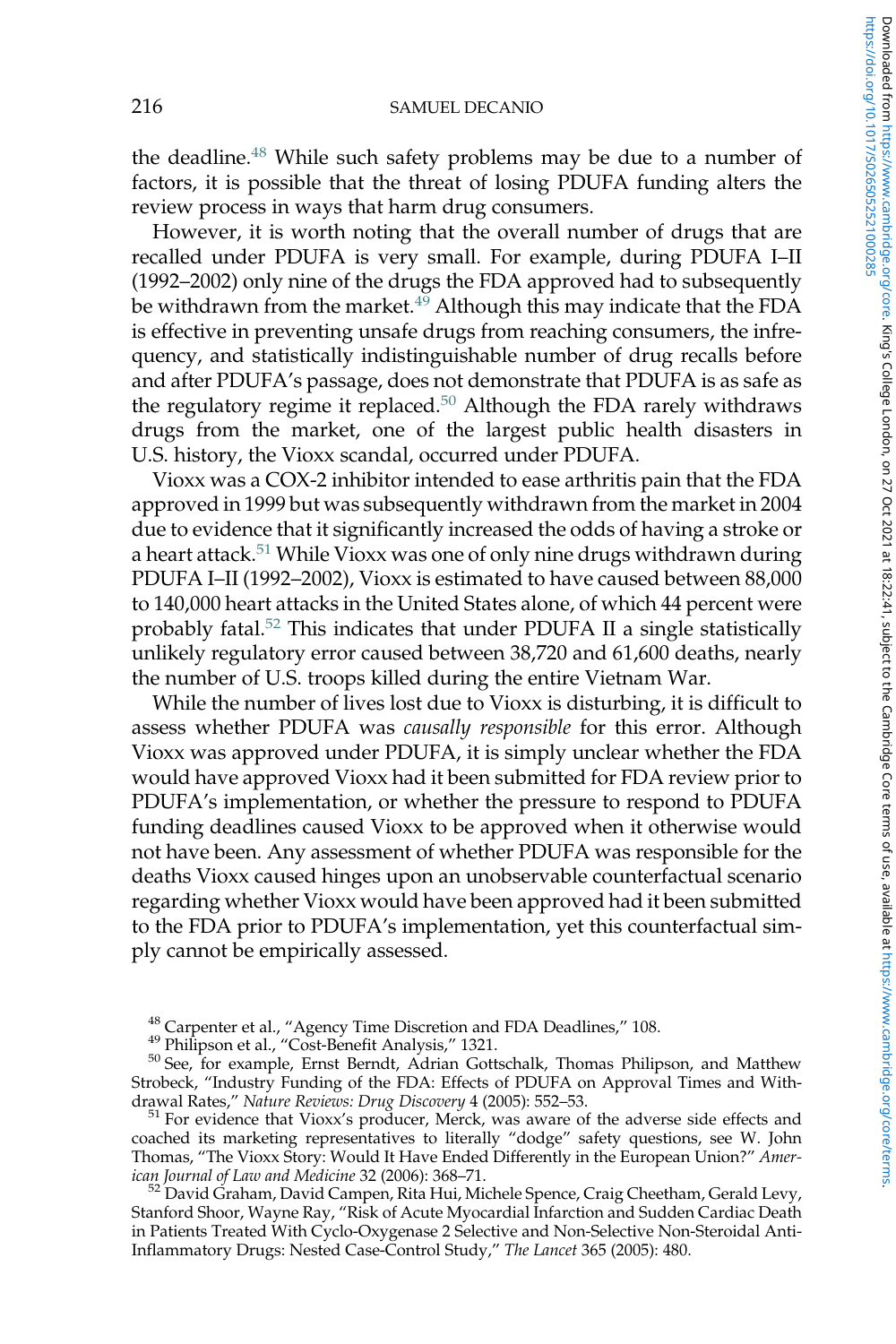the deadline.[48] While such safety problems may be due to a number of factors, it is possible that the threat of losing PDUFA funding alters the review process in ways that harm drug consumers.

However, it is worth noting that the overall number of drugs that are recalled under PDUFA is very small. For example, during PDUFA I–II (1992–2002) only nine of the drugs the FDA approved had to subsequently be withdrawn from the market.[49] Although this may indicate that the FDA is effective in preventing unsafe drugs from reaching consumers, the infrequency, and statistically indistinguishable number of drug recalls before and after PDUFA's passage, does not demonstrate that PDUFA is as safe as the regulatory regime it replaced.[50] Although the FDA rarely withdraws drugs from the market, one of the largest public health disasters in U.S. history, the Vioxx scandal, occurred under PDUFA.

Vioxx was a COX-2 inhibitor intended to ease arthritis pain that the FDA approved in 1999 but was subsequently withdrawn from the market in 2004 due to evidence that it significantly increased the odds of having a stroke or a heart attack.[51] While Vioxx was one of only nine drugs withdrawn during PDUFA I–II (1992–2002), Vioxx is estimated to have caused between 88,000 to 140,000 heart attacks in the United States alone, of which 44 percent were probably fatal.[52] This indicates that under PDUFA II a single statistically unlikely regulatory error caused between 38,720 and 61,600 deaths, nearly the number of U.S. troops killed during the entire Vietnam War.

While the number of lives lost due to Vioxx is disturbing, it is difficult to assess whether PDUFA was *causally responsible* for this error. Although Vioxx was approved under PDUFA, it is simply unclear whether the FDA would have approved Vioxx had it been submitted for FDA review prior to PDUFA's implementation, or whether the pressure to respond to PDUFA funding deadlines caused Vioxx to be approved when it otherwise would not have been. Any assessment of whether PDUFA was responsible for the deaths Vioxx caused hinges upon an unobservable counterfactual scenario regarding whether Vioxx would have been approved had it been submitted to the FDA prior to PDUFA's implementation, yet this counterfactual simply cannot be empirically assessed.

[48] Carpenter et al., "Agency Time Discretion and FDA Deadlines," 108.

[49] Philipson et al., "Cost-Benefit Analysis," 1321.

[50] See, for example, Ernst Berndt, Adrian Gottschalk, Thomas Philipson, and Matthew Strobeck, "Industry Funding of the FDA: Effects of PDUFA on Approval Times and Withdrawal Rates," *Nature Reviews: Drug Discovery* 4 (2005): 552–53.

[51] For evidence that Vioxx's producer, Merck, was aware of the adverse side effects and coached its marketing representatives to literally "dodge" safety questions, see W. John Thomas, "The Vioxx Story: Would It Have Ended Differently in the European Union?" *American Journal of Law and Medicine* 32 (2006): 368–71.

[52] David Graham, David Campen, Rita Hui, Michele Spence, Craig Cheetham, Gerald Levy, Stanford Shoor, Wayne Ray, "Risk of Acute Myocardial Infarction and Sudden Cardiac Death in Patients Treated With Cyclo-Oxygenase 2 Selective and Non-Selective Non-Steroidal Anti-Inflammatory Drugs: Nested Case-Control Study," *The Lancet* 365 (2005): 480.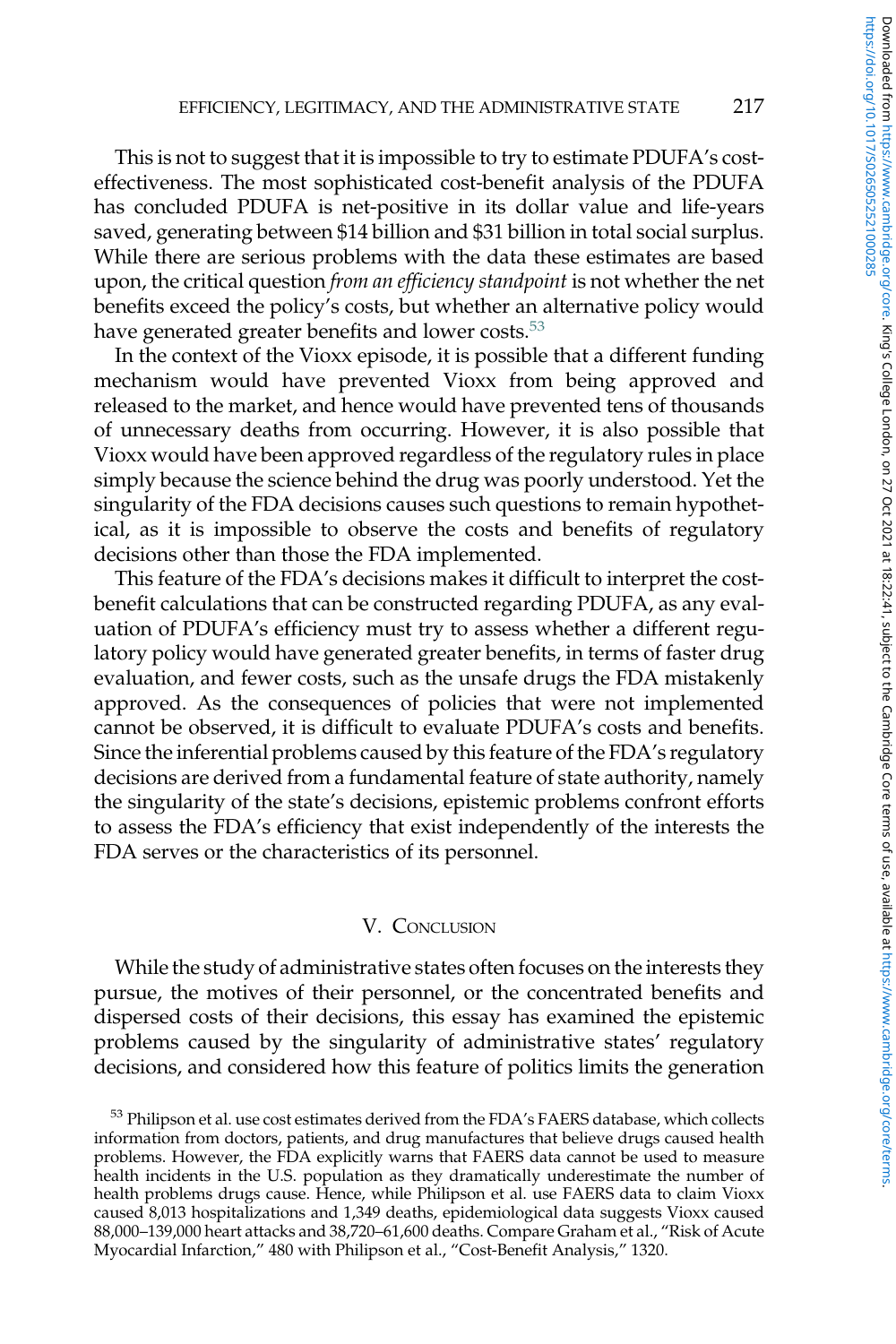This is not to suggest that it is impossible to try to estimate PDUFA's cost-effectiveness. The most sophisticated cost-benefit analysis of the PDUFA has concluded PDUFA is net-positive in its dollar value and life-years saved, generating between $14 billion and $31 billion in total social surplus. While there are serious problems with the data these estimates are based upon, the critical question *from an efficiency standpoint* is not whether the net benefits exceed the policy's costs, but whether an alternative policy would have generated greater benefits and lower costs.[53]

In the context of the Vioxx episode, it is possible that a different funding mechanism would have prevented Vioxx from being approved and released to the market, and hence would have prevented tens of thousands of unnecessary deaths from occurring. However, it is also possible that Vioxx would have been approved regardless of the regulatory rules in place simply because the science behind the drug was poorly understood. Yet the singularity of the FDA decisions causes such questions to remain hypothetical, as it is impossible to observe the costs and benefits of regulatory decisions other than those the FDA implemented.

This feature of the FDA's decisions makes it difficult to interpret the cost-benefit calculations that can be constructed regarding PDUFA, as any evaluation of PDUFA's efficiency must try to assess whether a different regulatory policy would have generated greater benefits, in terms of faster drug evaluation, and fewer costs, such as the unsafe drugs the FDA mistakenly approved. As the consequences of policies that were not implemented cannot be observed, it is difficult to evaluate PDUFA's costs and benefits. Since the inferential problems caused by this feature of the FDA's regulatory decisions are derived from a fundamental feature of state authority, namely the singularity of the state's decisions, epistemic problems confront efforts to assess the FDA's efficiency that exist independently of the interests the FDA serves or the characteristics of its personnel.

## V. Conclusion

While the study of administrative states often focuses on the interests they pursue, the motives of their personnel, or the concentrated benefits and dispersed costs of their decisions, this essay has examined the epistemic problems caused by the singularity of administrative states' regulatory decisions, and considered how this feature of politics limits the generation

[53] Philipson et al. use cost estimates derived from the FDA's FAERS database, which collects information from doctors, patients, and drug manufactures that believe drugs caused health problems. However, the FDA explicitly warns that FAERS data cannot be used to measure health incidents in the U.S. population as they dramatically underestimate the number of health problems drugs cause. Hence, while Philipson et al. use FAERS data to claim Vioxx caused 8,013 hospitalizations and 1,349 deaths, epidemiological data suggests Vioxx caused 88,000–139,000 heart attacks and 38,720–61,600 deaths. Compare Graham et al., "Risk of Acute Myocardial Infarction," 480 with Philipson et al., "Cost-Benefit Analysis," 1320.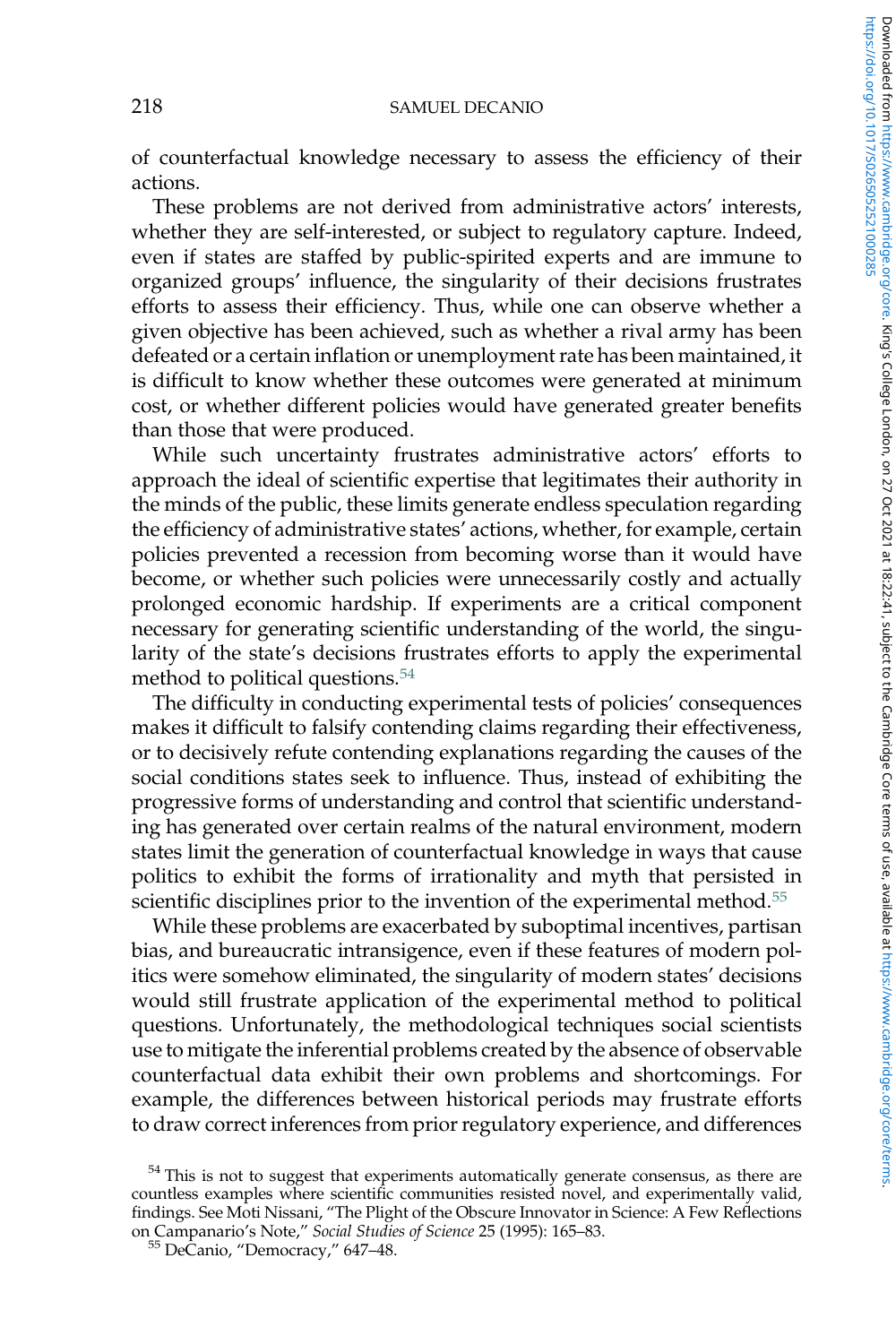of counterfactual knowledge necessary to assess the efficiency of their actions.

These problems are not derived from administrative actors' interests, whether they are self-interested, or subject to regulatory capture. Indeed, even if states are staffed by public-spirited experts and are immune to organized groups' influence, the singularity of their decisions frustrates efforts to assess their efficiency. Thus, while one can observe whether a given objective has been achieved, such as whether a rival army has been defeated or a certain inflation or unemployment rate has been maintained, it is difficult to know whether these outcomes were generated at minimum cost, or whether different policies would have generated greater benefits than those that were produced.

While such uncertainty frustrates administrative actors' efforts to approach the ideal of scientific expertise that legitimates their authority in the minds of the public, these limits generate endless speculation regarding the efficiency of administrative states' actions, whether, for example, certain policies prevented a recession from becoming worse than it would have become, or whether such policies were unnecessarily costly and actually prolonged economic hardship. If experiments are a critical component necessary for generating scientific understanding of the world, the singularity of the state's decisions frustrates efforts to apply the experimental method to political questions.[54]

The difficulty in conducting experimental tests of policies' consequences makes it difficult to falsify contending claims regarding their effectiveness, or to decisively refute contending explanations regarding the causes of the social conditions states seek to influence. Thus, instead of exhibiting the progressive forms of understanding and control that scientific understanding has generated over certain realms of the natural environment, modern states limit the generation of counterfactual knowledge in ways that cause politics to exhibit the forms of irrationality and myth that persisted in scientific disciplines prior to the invention of the experimental method.[55]

While these problems are exacerbated by suboptimal incentives, partisan bias, and bureaucratic intransigence, even if these features of modern politics were somehow eliminated, the singularity of modern states' decisions would still frustrate application of the experimental method to political questions. Unfortunately, the methodological techniques social scientists use to mitigate the inferential problems created by the absence of observable counterfactual data exhibit their own problems and shortcomings. For example, the differences between historical periods may frustrate efforts to draw correct inferences from prior regulatory experience, and differences

[54] This is not to suggest that experiments automatically generate consensus, as there are countless examples where scientific communities resisted novel, and experimentally valid, findings. See Moti Nissani, "The Plight of the Obscure Innovator in Science: A Few Reflections on Campanario's Note," *Social Studies of Science* 25 (1995): 165–83.

[55] DeCanio, "Democracy," 647–48.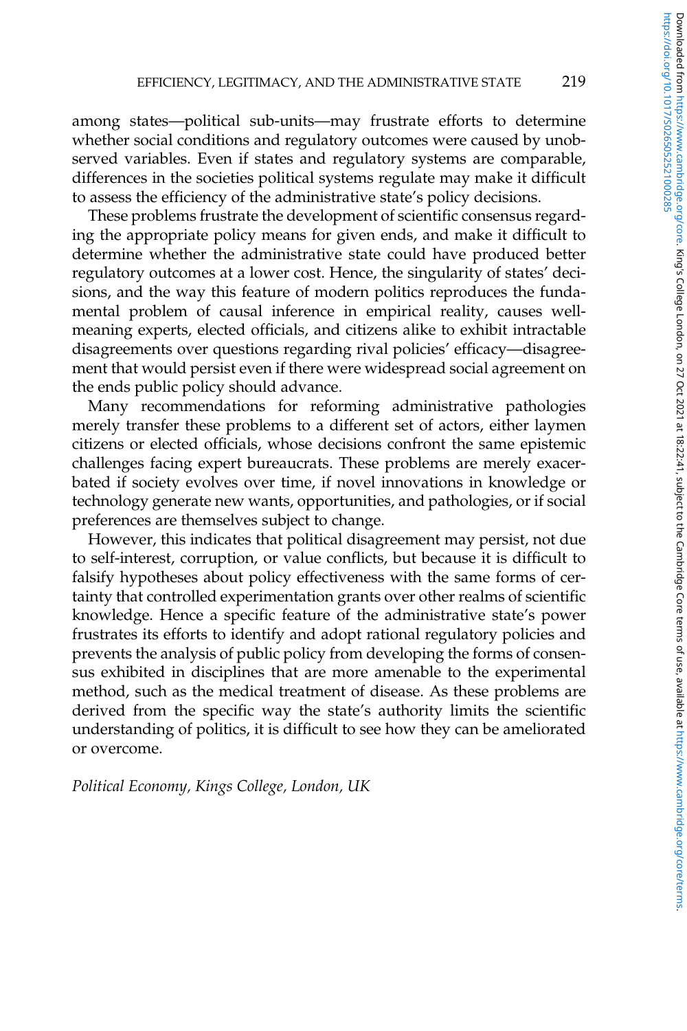among states—political sub-units—may frustrate efforts to determine whether social conditions and regulatory outcomes were caused by unobserved variables. Even if states and regulatory systems are comparable, differences in the societies political systems regulate may make it difficult to assess the efficiency of the administrative state's policy decisions.

These problems frustrate the development of scientific consensus regarding the appropriate policy means for given ends, and make it difficult to determine whether the administrative state could have produced better regulatory outcomes at a lower cost. Hence, the singularity of states' decisions, and the way this feature of modern politics reproduces the fundamental problem of causal inference in empirical reality, causes well-meaning experts, elected officials, and citizens alike to exhibit intractable disagreements over questions regarding rival policies' efficacy—disagreement that would persist even if there were widespread social agreement on the ends public policy should advance.

Many recommendations for reforming administrative pathologies merely transfer these problems to a different set of actors, either laymen citizens or elected officials, whose decisions confront the same epistemic challenges facing expert bureaucrats. These problems are merely exacerbated if society evolves over time, if novel innovations in knowledge or technology generate new wants, opportunities, and pathologies, or if social preferences are themselves subject to change.

However, this indicates that political disagreement may persist, not due to self-interest, corruption, or value conflicts, but because it is difficult to falsify hypotheses about policy effectiveness with the same forms of certainty that controlled experimentation grants over other realms of scientific knowledge. Hence a specific feature of the administrative state's power frustrates its efforts to identify and adopt rational regulatory policies and prevents the analysis of public policy from developing the forms of consensus exhibited in disciplines that are more amenable to the experimental method, such as the medical treatment of disease. As these problems are derived from the specific way the state's authority limits the scientific understanding of politics, it is difficult to see how they can be ameliorated or overcome.

*Political Economy, Kings College, London, UK*